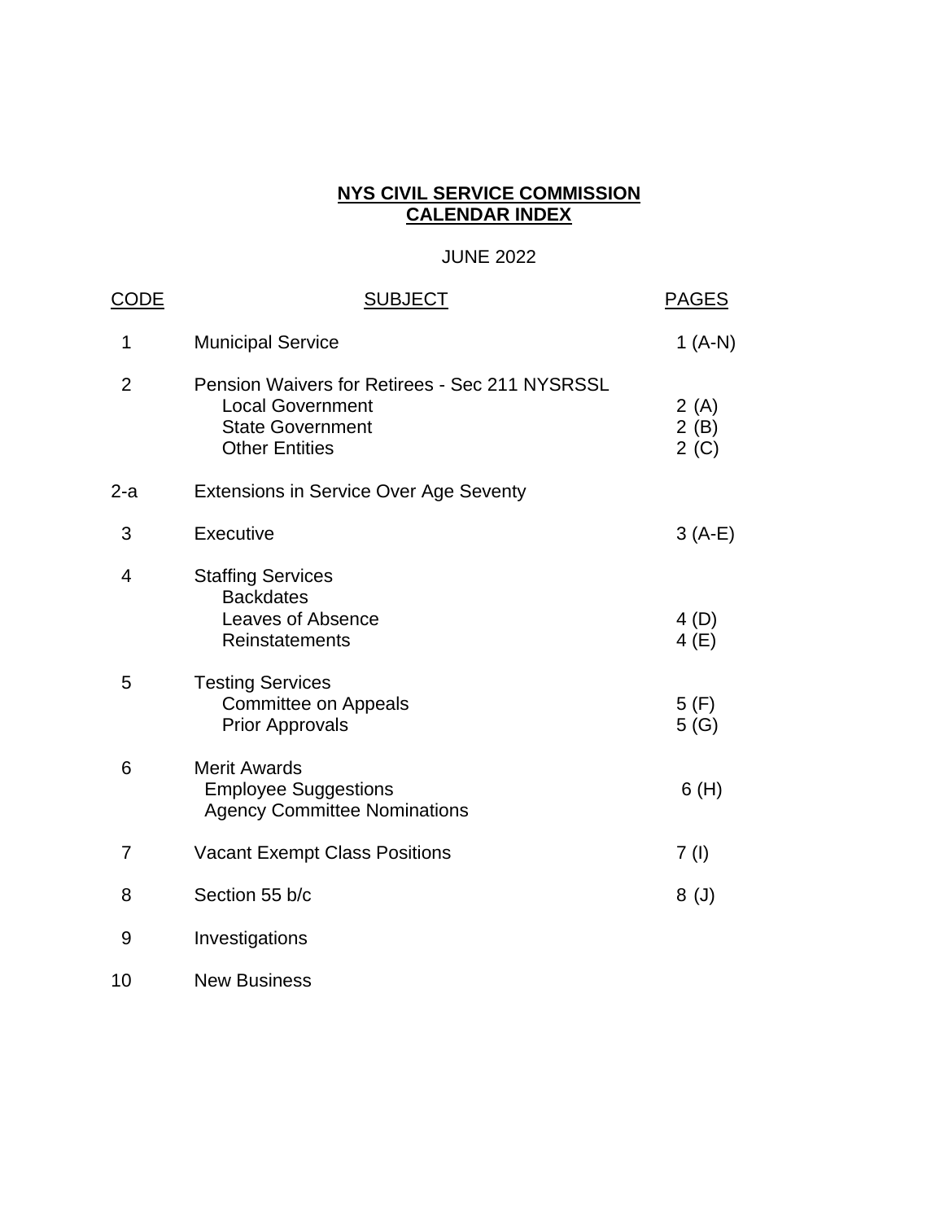# NYS CIVIL SERVICE COMMISSION
# CALENDAR INDEX

JUNE 2022

| CODE | SUBJECT | PAGES |
|---|---|---|
| 1 | Municipal Service | 1 (A-N) |
| 2 | Pension Waivers for Retirees - Sec 211 NYSRSSL | |
| | Local Government | 2 (A) |
| | State Government | 2 (B) |
| | Other Entities | 2 (C) |
| 2-a | Extensions in Service Over Age Seventy | |
| 3 | Executive | 3 (A-E) |
| 4 | Staffing Services | |
| | Backdates | |
| | Leaves of Absence | 4 (D) |
| | Reinstatements | 4 (E) |
| 5 | Testing Services | |
| | Committee on Appeals | 5 (F) |
| | Prior Approvals | 5 (G) |
| 6 | Merit Awards | |
| | Employee Suggestions | 6 (H) |
| | Agency Committee Nominations | |
| 7 | Vacant Exempt Class Positions | 7 (I) |
| 8 | Section 55 b/c | 8 (J) |
| 9 | Investigations | |
| 10 | New Business | |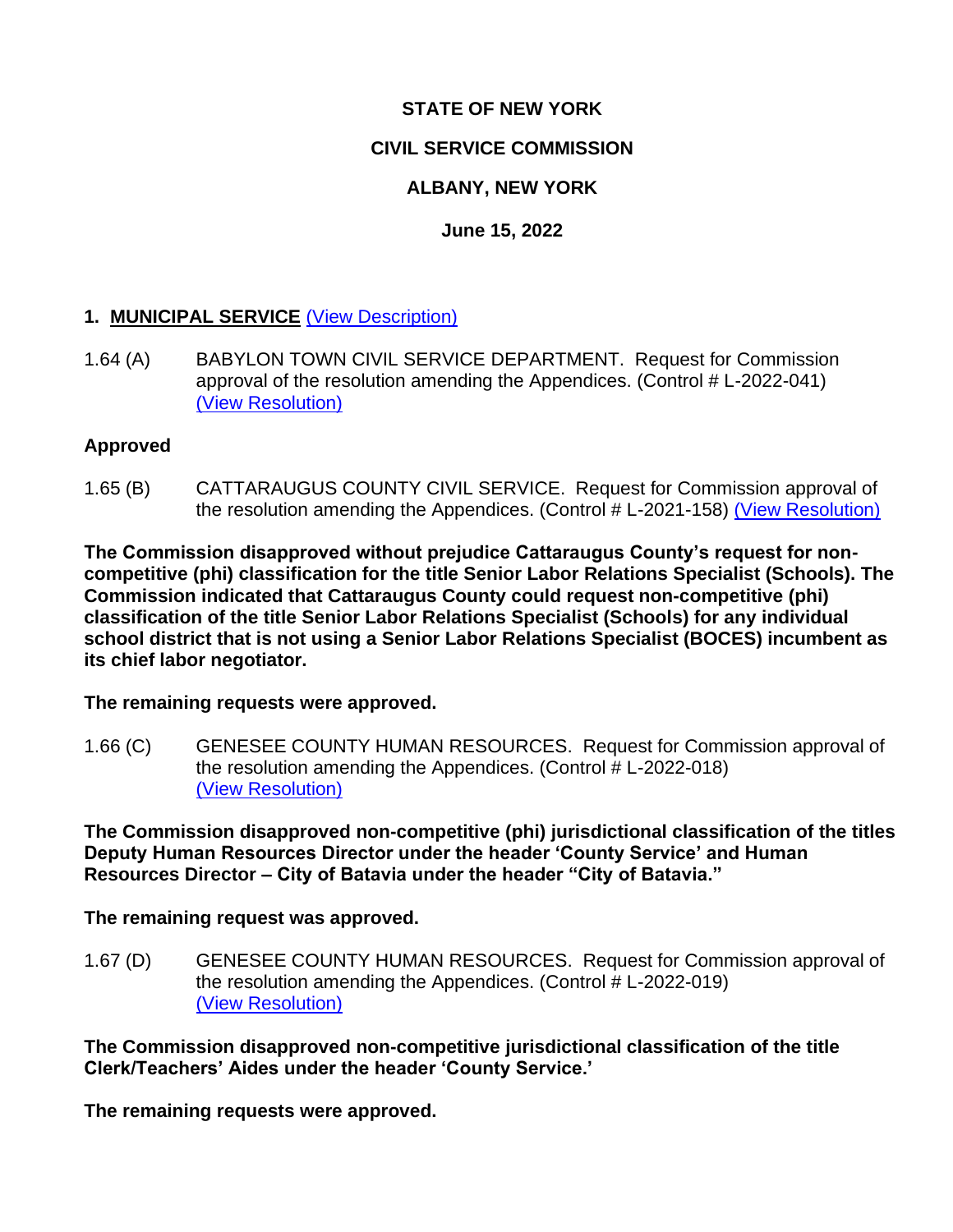**STATE OF NEW YORK**

**CIVIL SERVICE COMMISSION**

**ALBANY, NEW YORK**

**June 15, 2022**

## 1. MUNICIPAL SERVICE (View Description)

1.64 (A) BABYLON TOWN CIVIL SERVICE DEPARTMENT. Request for Commission approval of the resolution amending the Appendices. (Control # L-2022-041) (View Resolution)

**Approved**

1.65 (B) CATTARAUGUS COUNTY CIVIL SERVICE. Request for Commission approval of the resolution amending the Appendices. (Control # L-2021-158) (View Resolution)

**The Commission disapproved without prejudice Cattaraugus County's request for non-competitive (phi) classification for the title Senior Labor Relations Specialist (Schools). The Commission indicated that Cattaraugus County could request non-competitive (phi) classification of the title Senior Labor Relations Specialist (Schools) for any individual school district that is not using a Senior Labor Relations Specialist (BOCES) incumbent as its chief labor negotiator.**

**The remaining requests were approved.**

1.66 (C) GENESEE COUNTY HUMAN RESOURCES. Request for Commission approval of the resolution amending the Appendices. (Control # L-2022-018) (View Resolution)

**The Commission disapproved non-competitive (phi) jurisdictional classification of the titles Deputy Human Resources Director under the header 'County Service' and Human Resources Director – City of Batavia under the header "City of Batavia."**

**The remaining request was approved.**

1.67 (D) GENESEE COUNTY HUMAN RESOURCES. Request for Commission approval of the resolution amending the Appendices. (Control # L-2022-019) (View Resolution)

**The Commission disapproved non-competitive jurisdictional classification of the title Clerk/Teachers' Aides under the header 'County Service.'**

**The remaining requests were approved.**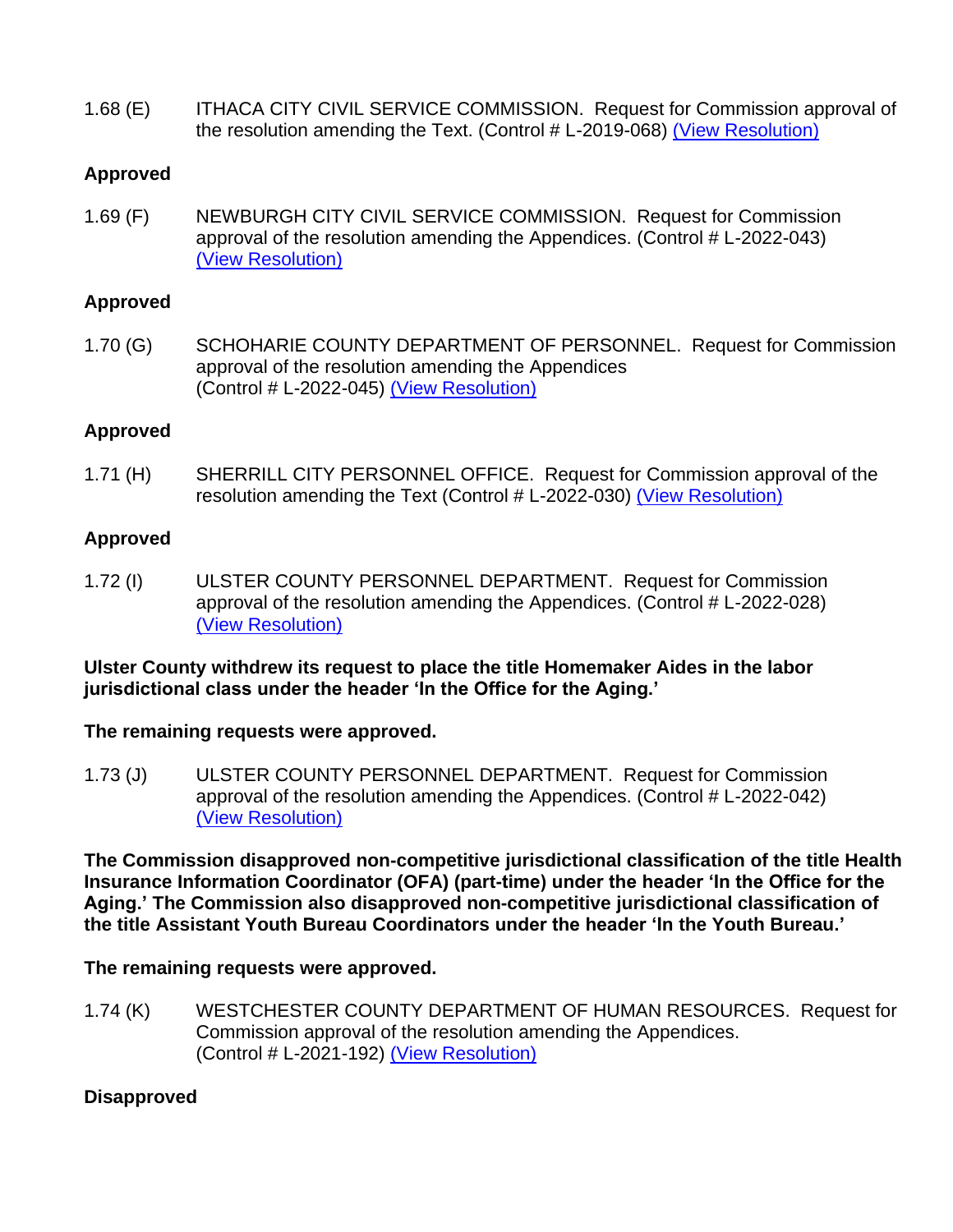1.68 (E) ITHACA CITY CIVIL SERVICE COMMISSION. Request for Commission approval of the resolution amending the Text. (Control # L-2019-068) (View Resolution)

**Approved**

1.69 (F) NEWBURGH CITY CIVIL SERVICE COMMISSION. Request for Commission approval of the resolution amending the Appendices. (Control # L-2022-043) (View Resolution)

**Approved**

1.70 (G) SCHOHARIE COUNTY DEPARTMENT OF PERSONNEL. Request for Commission approval of the resolution amending the Appendices (Control # L-2022-045) (View Resolution)

**Approved**

1.71 (H) SHERRILL CITY PERSONNEL OFFICE. Request for Commission approval of the resolution amending the Text (Control # L-2022-030) (View Resolution)

**Approved**

1.72 (I) ULSTER COUNTY PERSONNEL DEPARTMENT. Request for Commission approval of the resolution amending the Appendices. (Control # L-2022-028) (View Resolution)

**Ulster County withdrew its request to place the title Homemaker Aides in the labor jurisdictional class under the header 'In the Office for the Aging.'**

**The remaining requests were approved.**

1.73 (J) ULSTER COUNTY PERSONNEL DEPARTMENT. Request for Commission approval of the resolution amending the Appendices. (Control # L-2022-042) (View Resolution)

**The Commission disapproved non-competitive jurisdictional classification of the title Health Insurance Information Coordinator (OFA) (part-time) under the header 'In the Office for the Aging.' The Commission also disapproved non-competitive jurisdictional classification of the title Assistant Youth Bureau Coordinators under the header 'In the Youth Bureau.'**

**The remaining requests were approved.**

1.74 (K) WESTCHESTER COUNTY DEPARTMENT OF HUMAN RESOURCES. Request for Commission approval of the resolution amending the Appendices. (Control # L-2021-192) (View Resolution)

**Disapproved**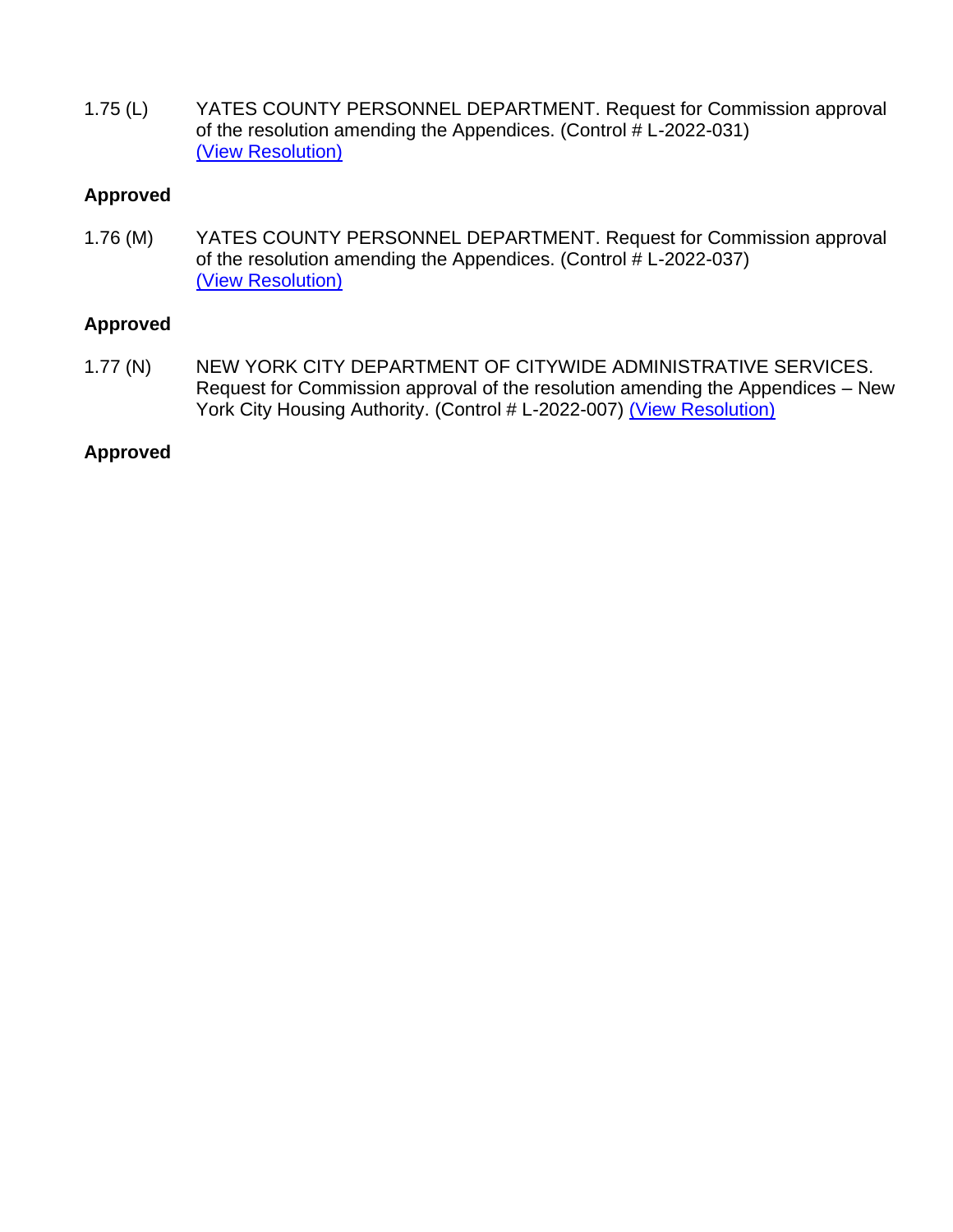1.75 (L) YATES COUNTY PERSONNEL DEPARTMENT. Request for Commission approval of the resolution amending the Appendices. (Control # L-2022-031) (View Resolution)

**Approved**

1.76 (M) YATES COUNTY PERSONNEL DEPARTMENT. Request for Commission approval of the resolution amending the Appendices. (Control # L-2022-037) (View Resolution)

**Approved**

1.77 (N) NEW YORK CITY DEPARTMENT OF CITYWIDE ADMINISTRATIVE SERVICES. Request for Commission approval of the resolution amending the Appendices – New York City Housing Authority. (Control # L-2022-007) (View Resolution)

**Approved**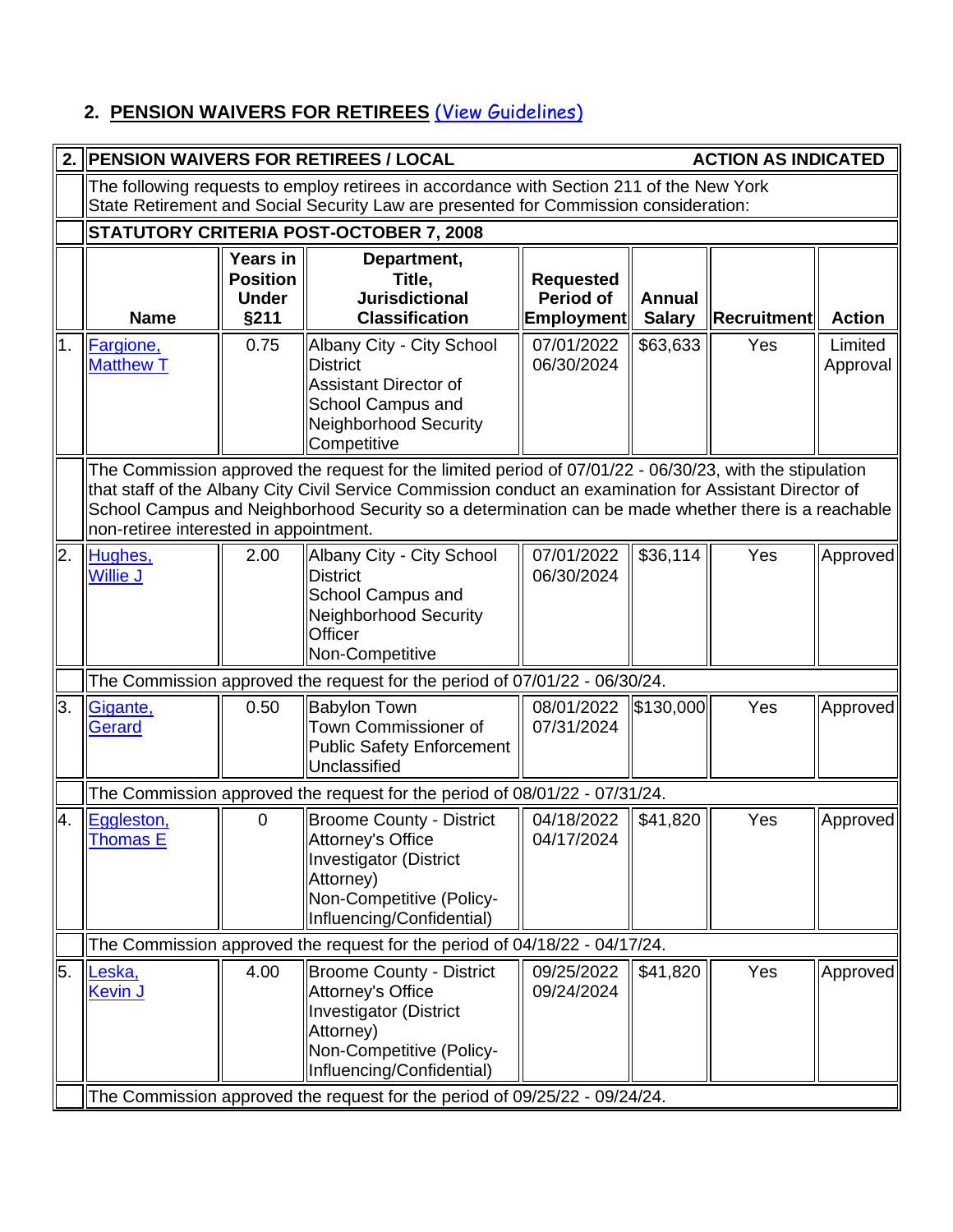## 2. PENSION WAIVERS FOR RETIREES (View Guidelines)

| 2. | PENSION WAIVERS FOR RETIREES / LOCAL | | | | | | ACTION AS INDICATED |
|---|---|---|---|---|---|---|---|
| | The following requests to employ retirees in accordance with Section 211 of the New York State Retirement and Social Security Law are presented for Commission consideration: | | | | | | |
| | **STATUTORY CRITERIA POST-OCTOBER 7, 2008** | | | | | | |
| | **Name** | **Years in Position Under §211** | **Department, Title, Jurisdictional Classification** | **Requested Period of Employment** | **Annual Salary** | **Recruitment** | **Action** |
| 1. | Fargione, Matthew T | 0.75 | Albany City - City School District<br>Assistant Director of School Campus and Neighborhood Security<br>Competitive | 07/01/2022<br>06/30/2024 | $63,633 | Yes | Limited Approval |
| | The Commission approved the request for the limited period of 07/01/22 - 06/30/23, with the stipulation that staff of the Albany City Civil Service Commission conduct an examination for Assistant Director of School Campus and Neighborhood Security so a determination can be made whether there is a reachable non-retiree interested in appointment. | | | | | | |
| 2. | Hughes, Willie J | 2.00 | Albany City - City School District<br>School Campus and Neighborhood Security Officer<br>Non-Competitive | 07/01/2022<br>06/30/2024 | $36,114 | Yes | Approved |
| | The Commission approved the request for the period of 07/01/22 - 06/30/24. | | | | | | |
| 3. | Gigante, Gerard | 0.50 | Babylon Town<br>Town Commissioner of Public Safety Enforcement<br>Unclassified | 08/01/2022<br>07/31/2024 | $130,000 | Yes | Approved |
| | The Commission approved the request for the period of 08/01/22 - 07/31/24. | | | | | | |
| 4. | Eggleston, Thomas E | 0 | Broome County - District Attorney's Office<br>Investigator (District Attorney)<br>Non-Competitive (Policy-Influencing/Confidential) | 04/18/2022<br>04/17/2024 | $41,820 | Yes | Approved |
| | The Commission approved the request for the period of 04/18/22 - 04/17/24. | | | | | | |
| 5. | Leska, Kevin J | 4.00 | Broome County - District Attorney's Office<br>Investigator (District Attorney)<br>Non-Competitive (Policy-Influencing/Confidential) | 09/25/2022<br>09/24/2024 | $41,820 | Yes | Approved |
| | The Commission approved the request for the period of 09/25/22 - 09/24/24. | | | | | | |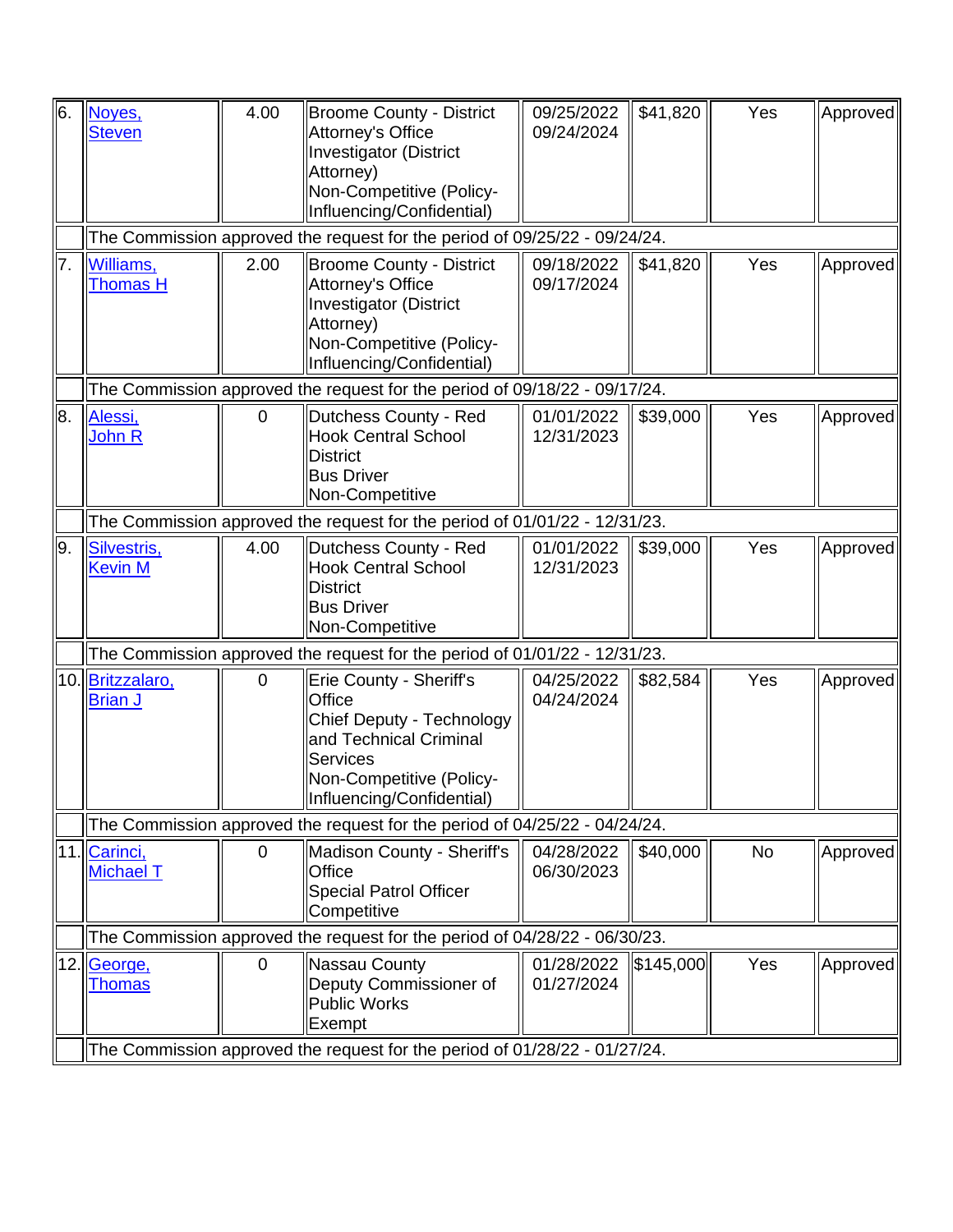| | | | | | | | |
|---|---|---|---|---|---|---|---|
| 6. | Noyes, Steven | 4.00 | Broome County - District Attorney's Office<br>Investigator (District Attorney)<br>Non-Competitive (Policy-Influencing/Confidential) | 09/25/2022<br>09/24/2024 | $41,820 | Yes | Approved |
| | The Commission approved the request for the period of 09/25/22 - 09/24/24. | | | | | | |
| 7. | Williams, Thomas H | 2.00 | Broome County - District Attorney's Office<br>Investigator (District Attorney)<br>Non-Competitive (Policy-Influencing/Confidential) | 09/18/2022<br>09/17/2024 | $41,820 | Yes | Approved |
| | The Commission approved the request for the period of 09/18/22 - 09/17/24. | | | | | | |
| 8. | Alessi, John R | 0 | Dutchess County - Red Hook Central School District<br>Bus Driver<br>Non-Competitive | 01/01/2022<br>12/31/2023 | $39,000 | Yes | Approved |
| | The Commission approved the request for the period of 01/01/22 - 12/31/23. | | | | | | |
| 9. | Silvestris, Kevin M | 4.00 | Dutchess County - Red Hook Central School District<br>Bus Driver<br>Non-Competitive | 01/01/2022<br>12/31/2023 | $39,000 | Yes | Approved |
| | The Commission approved the request for the period of 01/01/22 - 12/31/23. | | | | | | |
| 10. | Britzzalaro, Brian J | 0 | Erie County - Sheriff's Office<br>Chief Deputy - Technology and Technical Criminal Services<br>Non-Competitive (Policy-Influencing/Confidential) | 04/25/2022<br>04/24/2024 | $82,584 | Yes | Approved |
| | The Commission approved the request for the period of 04/25/22 - 04/24/24. | | | | | | |
| 11. | Carinci, Michael T | 0 | Madison County - Sheriff's Office<br>Special Patrol Officer<br>Competitive | 04/28/2022<br>06/30/2023 | $40,000 | No | Approved |
| | The Commission approved the request for the period of 04/28/22 - 06/30/23. | | | | | | |
| 12. | George, Thomas | 0 | Nassau County<br>Deputy Commissioner of Public Works<br>Exempt | 01/28/2022<br>01/27/2024 | $145,000 | Yes | Approved |
| | The Commission approved the request for the period of 01/28/22 - 01/27/24. | | | | | | |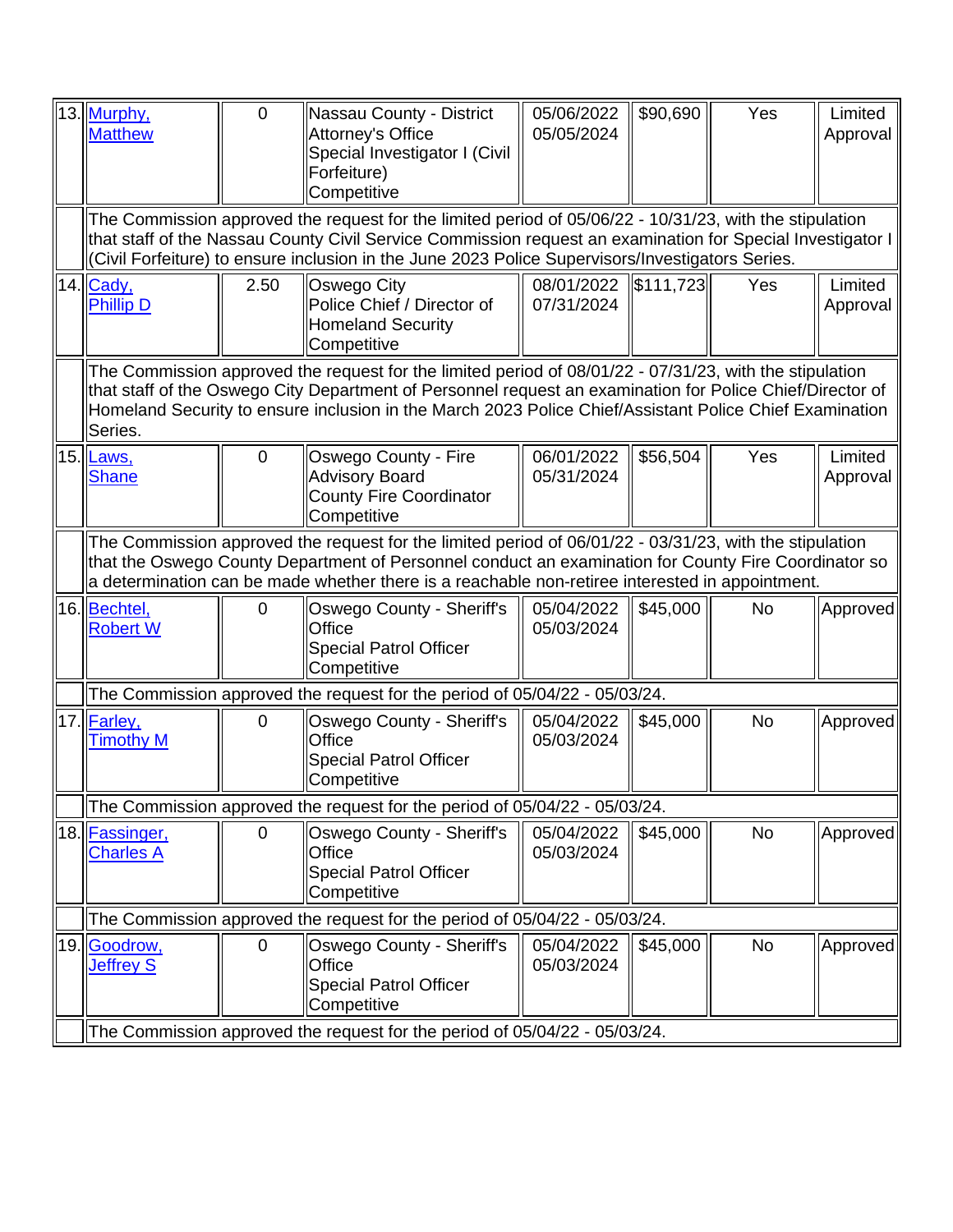| | | | | | | | |
|---|---|---|---|---|---|---|---|
| 13. | Murphy, Matthew | 0 | Nassau County - District Attorney's Office Special Investigator I (Civil Forfeiture) Competitive | 05/06/2022 05/05/2024 | $90,690 | Yes | Limited Approval |
| | The Commission approved the request for the limited period of 05/06/22 - 10/31/23, with the stipulation that staff of the Nassau County Civil Service Commission request an examination for Special Investigator I (Civil Forfeiture) to ensure inclusion in the June 2023 Police Supervisors/Investigators Series. | | | | | | |
| 14. | Cady, Phillip D | 2.50 | Oswego City Police Chief / Director of Homeland Security Competitive | 08/01/2022 07/31/2024 | $111,723 | Yes | Limited Approval |
| | The Commission approved the request for the limited period of 08/01/22 - 07/31/23, with the stipulation that staff of the Oswego City Department of Personnel request an examination for Police Chief/Director of Homeland Security to ensure inclusion in the March 2023 Police Chief/Assistant Police Chief Examination Series. | | | | | | |
| 15. | Laws, Shane | 0 | Oswego County - Fire Advisory Board County Fire Coordinator Competitive | 06/01/2022 05/31/2024 | $56,504 | Yes | Limited Approval |
| | The Commission approved the request for the limited period of 06/01/22 - 03/31/23, with the stipulation that the Oswego County Department of Personnel conduct an examination for County Fire Coordinator so a determination can be made whether there is a reachable non-retiree interested in appointment. | | | | | | |
| 16. | Bechtel, Robert W | 0 | Oswego County - Sheriff's Office Special Patrol Officer Competitive | 05/04/2022 05/03/2024 | $45,000 | No | Approved |
| | The Commission approved the request for the period of 05/04/22 - 05/03/24. | | | | | | |
| 17. | Farley, Timothy M | 0 | Oswego County - Sheriff's Office Special Patrol Officer Competitive | 05/04/2022 05/03/2024 | $45,000 | No | Approved |
| | The Commission approved the request for the period of 05/04/22 - 05/03/24. | | | | | | |
| 18. | Fassinger, Charles A | 0 | Oswego County - Sheriff's Office Special Patrol Officer Competitive | 05/04/2022 05/03/2024 | $45,000 | No | Approved |
| | The Commission approved the request for the period of 05/04/22 - 05/03/24. | | | | | | |
| 19. | Goodrow, Jeffrey S | 0 | Oswego County - Sheriff's Office Special Patrol Officer Competitive | 05/04/2022 05/03/2024 | $45,000 | No | Approved |
| | The Commission approved the request for the period of 05/04/22 - 05/03/24. | | | | | | |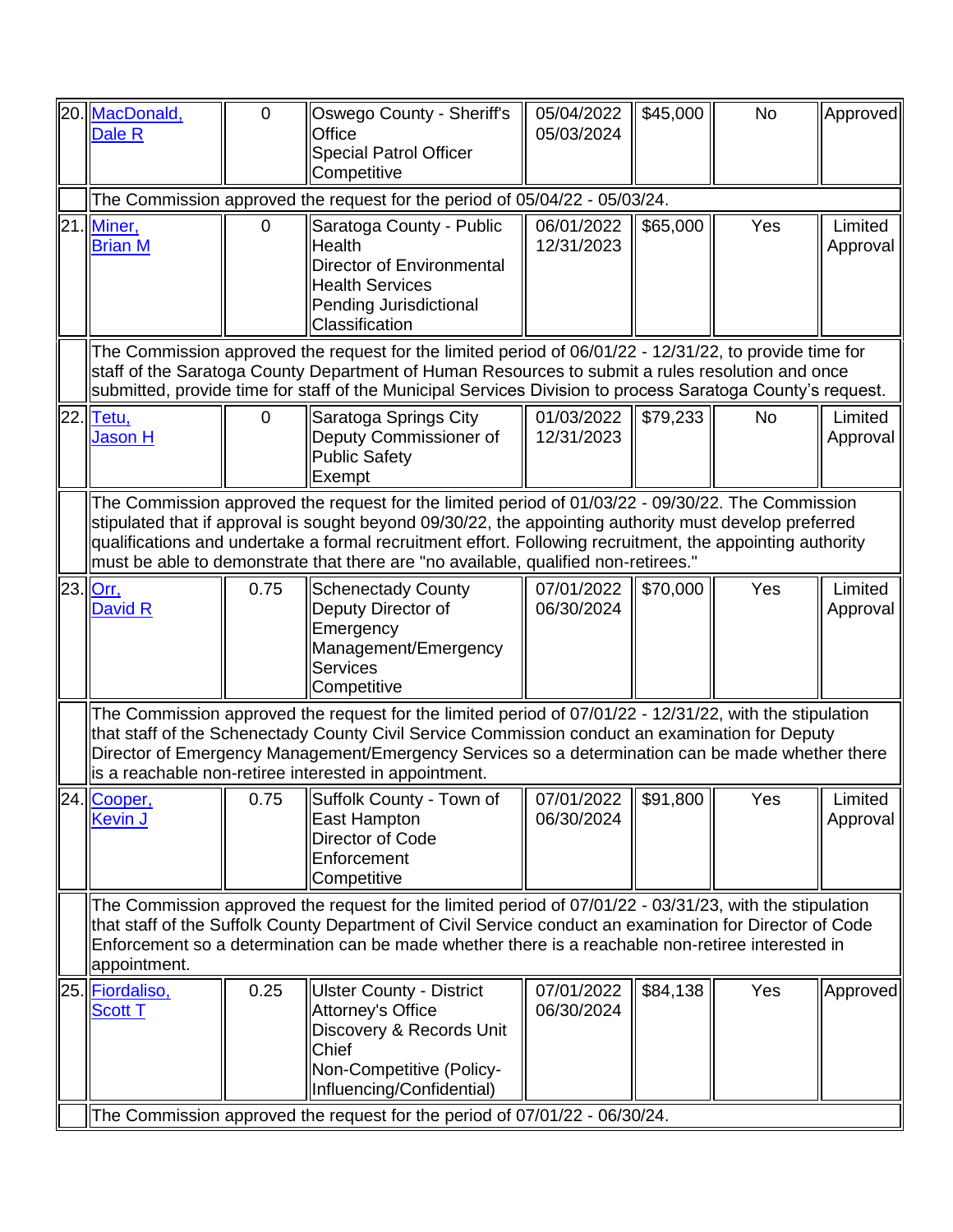| | | | | | | | |
|---|---|---|---|---|---|---|---|
| 20. | MacDonald, Dale R | 0 | Oswego County - Sheriff's Office<br>Special Patrol Officer<br>Competitive | 05/04/2022<br>05/03/2024 | $45,000 | No | Approved |
| | The Commission approved the request for the period of 05/04/22 - 05/03/24. | | | | | | |
| 21. | Miner, Brian M | 0 | Saratoga County - Public Health<br>Director of Environmental Health Services<br>Pending Jurisdictional Classification | 06/01/2022<br>12/31/2023 | $65,000 | Yes | Limited Approval |
| | The Commission approved the request for the limited period of 06/01/22 - 12/31/22, to provide time for staff of the Saratoga County Department of Human Resources to submit a rules resolution and once submitted, provide time for staff of the Municipal Services Division to process Saratoga County's request. | | | | | | |
| 22. | Tetu, Jason H | 0 | Saratoga Springs City<br>Deputy Commissioner of Public Safety<br>Exempt | 01/03/2022<br>12/31/2023 | $79,233 | No | Limited Approval |
| | The Commission approved the request for the limited period of 01/03/22 - 09/30/22. The Commission stipulated that if approval is sought beyond 09/30/22, the appointing authority must develop preferred qualifications and undertake a formal recruitment effort. Following recruitment, the appointing authority must be able to demonstrate that there are "no available, qualified non-retirees." | | | | | | |
| 23. | Orr, David R | 0.75 | Schenectady County<br>Deputy Director of Emergency Management/Emergency Services<br>Competitive | 07/01/2022<br>06/30/2024 | $70,000 | Yes | Limited Approval |
| | The Commission approved the request for the limited period of 07/01/22 - 12/31/22, with the stipulation that staff of the Schenectady County Civil Service Commission conduct an examination for Deputy Director of Emergency Management/Emergency Services so a determination can be made whether there is a reachable non-retiree interested in appointment. | | | | | | |
| 24. | Cooper, Kevin J | 0.75 | Suffolk County - Town of East Hampton<br>Director of Code Enforcement<br>Competitive | 07/01/2022<br>06/30/2024 | $91,800 | Yes | Limited Approval |
| | The Commission approved the request for the limited period of 07/01/22 - 03/31/23, with the stipulation that staff of the Suffolk County Department of Civil Service conduct an examination for Director of Code Enforcement so a determination can be made whether there is a reachable non-retiree interested in appointment. | | | | | | |
| 25. | Fiordaliso, Scott T | 0.25 | Ulster County - District Attorney's Office<br>Discovery & Records Unit Chief<br>Non-Competitive (Policy-Influencing/Confidential) | 07/01/2022<br>06/30/2024 | $84,138 | Yes | Approved |
| | The Commission approved the request for the period of 07/01/22 - 06/30/24. | | | | | | |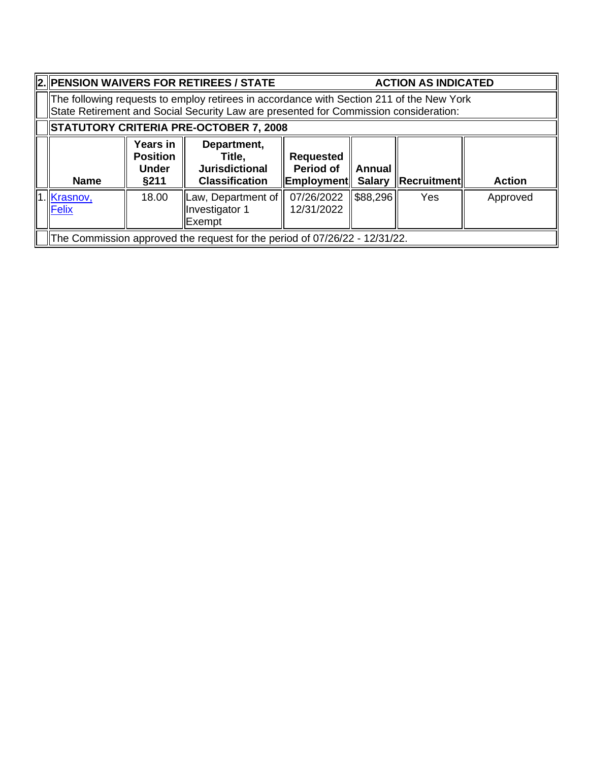## 2. PENSION WAIVERS FOR RETIREES / STATE — ACTION AS INDICATED

The following requests to employ retirees in accordance with Section 211 of the New York State Retirement and Social Security Law are presented for Commission consideration:

**STATUTORY CRITERIA PRE-OCTOBER 7, 2008**

| | Name | Years in Position Under §211 | Department, Title, Jurisdictional Classification | Requested Period of Employment | Annual Salary | Recruitment | Action |
|---|---|---|---|---|---|---|---|
| 1. | Krasnov, Felix | 18.00 | Law, Department of Investigator 1 Exempt | 07/26/2022 12/31/2022 | $88,296 | Yes | Approved |

The Commission approved the request for the period of 07/26/22 - 12/31/22.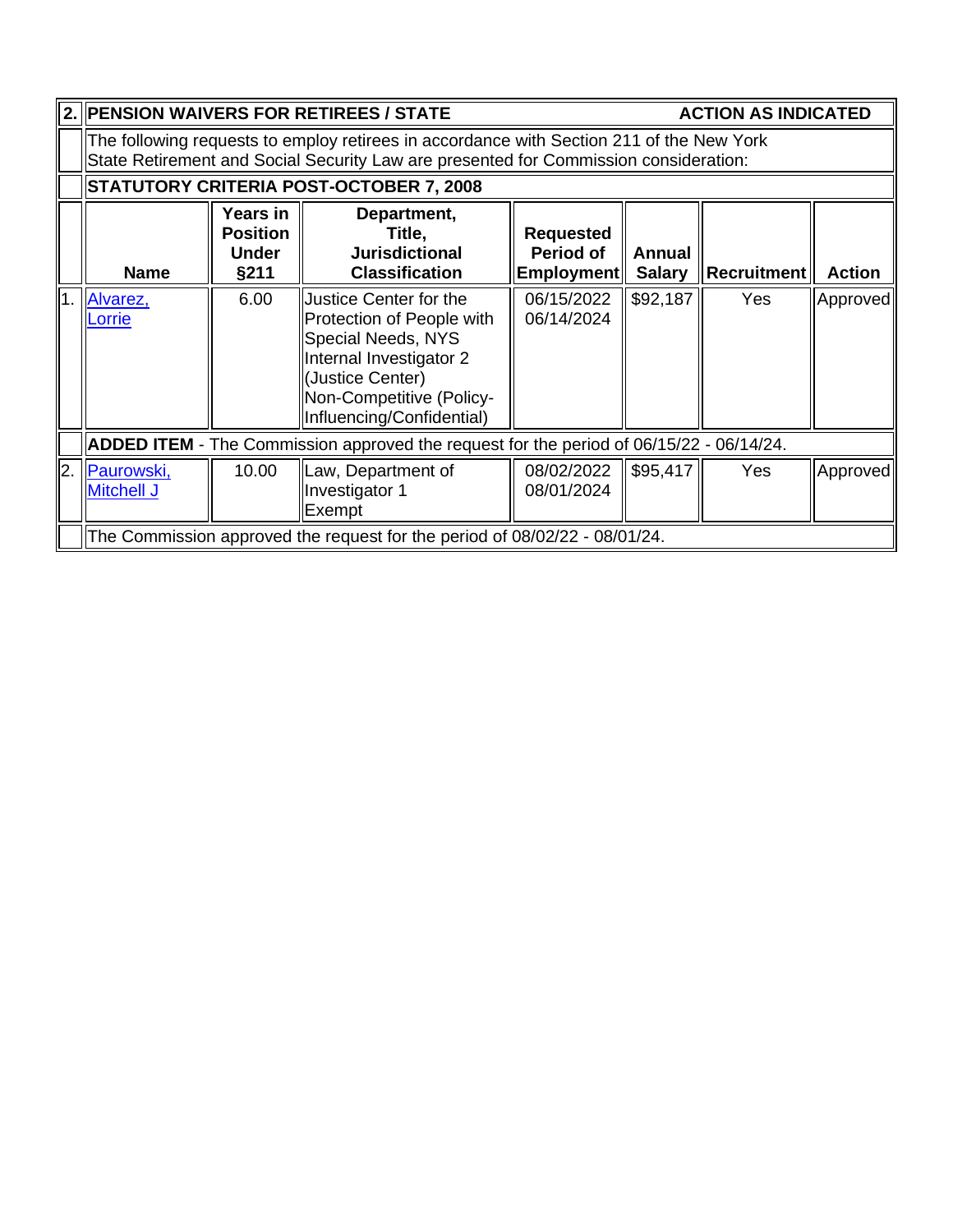## 2. PENSION WAIVERS FOR RETIREES / STATE — ACTION AS INDICATED

The following requests to employ retirees in accordance with Section 211 of the New York State Retirement and Social Security Law are presented for Commission consideration:

**STATUTORY CRITERIA POST-OCTOBER 7, 2008**

| | Name | Years in Position Under §211 | Department, Title, Jurisdictional Classification | Requested Period of Employment | Annual Salary | Recruitment | Action |
|---|---|---|---|---|---|---|---|
| 1. | Alvarez, Lorrie | 6.00 | Justice Center for the Protection of People with Special Needs, NYS Internal Investigator 2 (Justice Center) Non-Competitive (Policy-Influencing/Confidential) | 06/15/2022 06/14/2024 | $92,187 | Yes | Approved |
| | **ADDED ITEM** - The Commission approved the request for the period of 06/15/22 - 06/14/24. | | | | | | |
| 2. | Paurowski, Mitchell J | 10.00 | Law, Department of Investigator 1 Exempt | 08/02/2022 08/01/2024 | $95,417 | Yes | Approved |
| | The Commission approved the request for the period of 08/02/22 - 08/01/24. | | | | | | |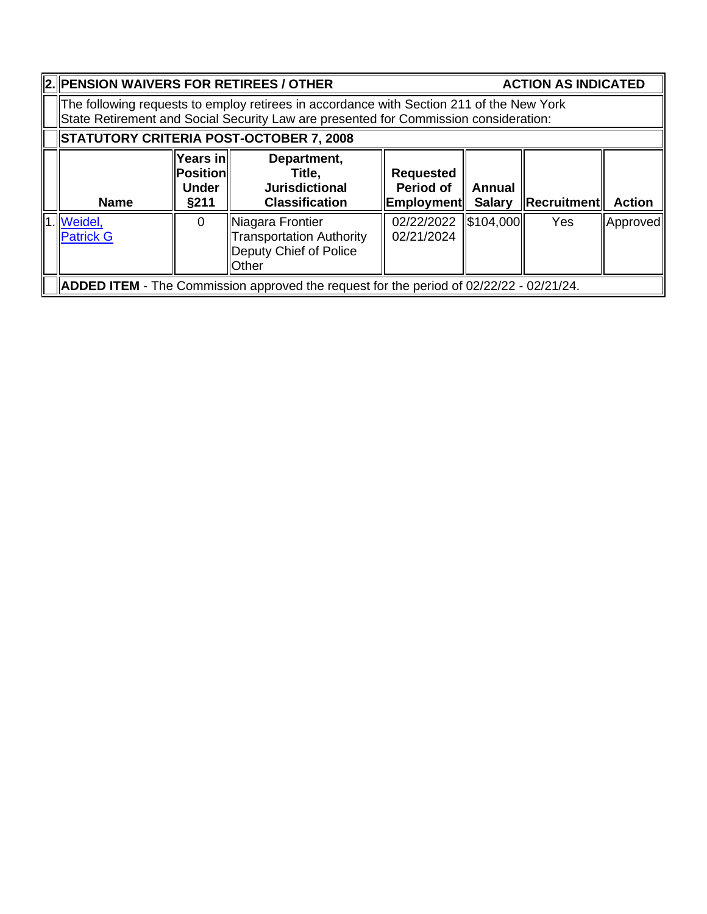## 2. PENSION WAIVERS FOR RETIREES / OTHER — ACTION AS INDICATED

The following requests to employ retirees in accordance with Section 211 of the New York State Retirement and Social Security Law are presented for Commission consideration:

### STATUTORY CRITERIA POST-OCTOBER 7, 2008

| | Name | Years in Position Under §211 | Department, Title, Jurisdictional Classification | Requested Period of Employment | Annual Salary | Recruitment | Action |
|---|---|---|---|---|---|---|---|
| 1. | Weidel, Patrick G | 0 | Niagara Frontier Transportation Authority Deputy Chief of Police Other | 02/22/2022 02/21/2024 | $104,000 | Yes | Approved |

**ADDED ITEM** - The Commission approved the request for the period of 02/22/22 - 02/21/24.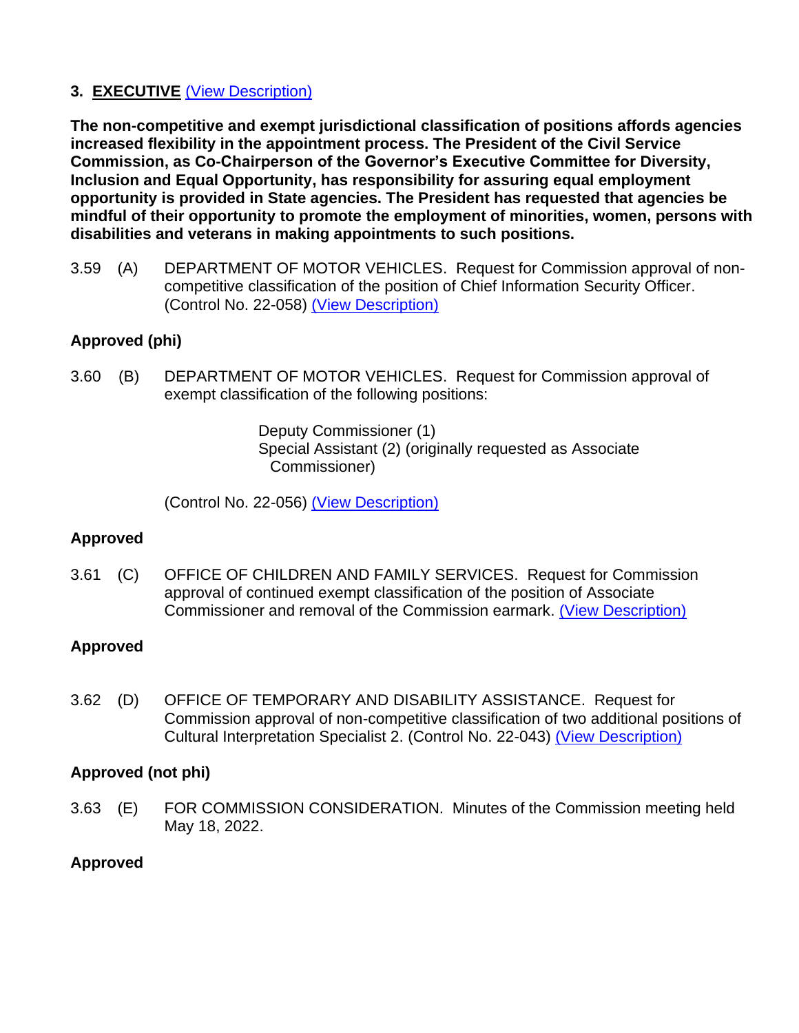**3. <u>EXECUTIVE</u>** (View Description)

**The non-competitive and exempt jurisdictional classification of positions affords agencies increased flexibility in the appointment process. The President of the Civil Service Commission, as Co-Chairperson of the Governor's Executive Committee for Diversity, Inclusion and Equal Opportunity, has responsibility for assuring equal employment opportunity is provided in State agencies. The President has requested that agencies be mindful of their opportunity to promote the employment of minorities, women, persons with disabilities and veterans in making appointments to such positions.**

3.59 (A) DEPARTMENT OF MOTOR VEHICLES. Request for Commission approval of non-competitive classification of the position of Chief Information Security Officer. (Control No. 22-058) (View Description)

**Approved (phi)**

3.60 (B) DEPARTMENT OF MOTOR VEHICLES. Request for Commission approval of exempt classification of the following positions:

Deputy Commissioner (1)
Special Assistant (2) (originally requested as Associate Commissioner)

(Control No. 22-056) (View Description)

**Approved**

3.61 (C) OFFICE OF CHILDREN AND FAMILY SERVICES. Request for Commission approval of continued exempt classification of the position of Associate Commissioner and removal of the Commission earmark. (View Description)

**Approved**

3.62 (D) OFFICE OF TEMPORARY AND DISABILITY ASSISTANCE. Request for Commission approval of non-competitive classification of two additional positions of Cultural Interpretation Specialist 2. (Control No. 22-043) (View Description)

**Approved (not phi)**

3.63 (E) FOR COMMISSION CONSIDERATION. Minutes of the Commission meeting held May 18, 2022.

**Approved**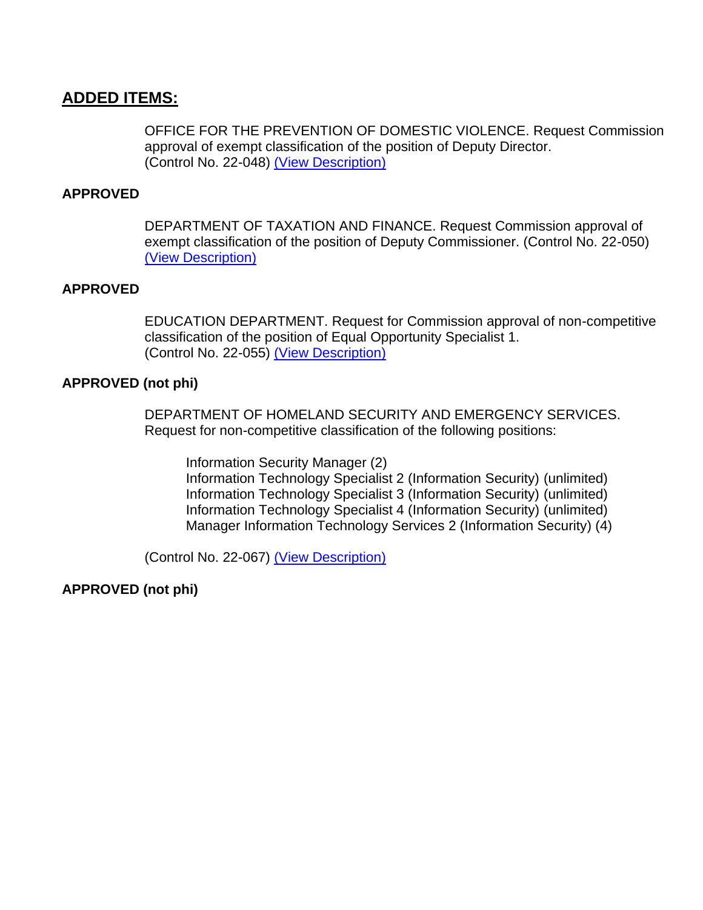## ADDED ITEMS:

OFFICE FOR THE PREVENTION OF DOMESTIC VIOLENCE. Request Commission approval of exempt classification of the position of Deputy Director. (Control No. 22-048) (View Description)

**APPROVED**

DEPARTMENT OF TAXATION AND FINANCE. Request Commission approval of exempt classification of the position of Deputy Commissioner. (Control No. 22-050) (View Description)

**APPROVED**

EDUCATION DEPARTMENT. Request for Commission approval of non-competitive classification of the position of Equal Opportunity Specialist 1. (Control No. 22-055) (View Description)

**APPROVED (not phi)**

DEPARTMENT OF HOMELAND SECURITY AND EMERGENCY SERVICES. Request for non-competitive classification of the following positions:

Information Security Manager (2)
Information Technology Specialist 2 (Information Security) (unlimited)
Information Technology Specialist 3 (Information Security) (unlimited)
Information Technology Specialist 4 (Information Security) (unlimited)
Manager Information Technology Services 2 (Information Security) (4)

(Control No. 22-067) (View Description)

**APPROVED (not phi)**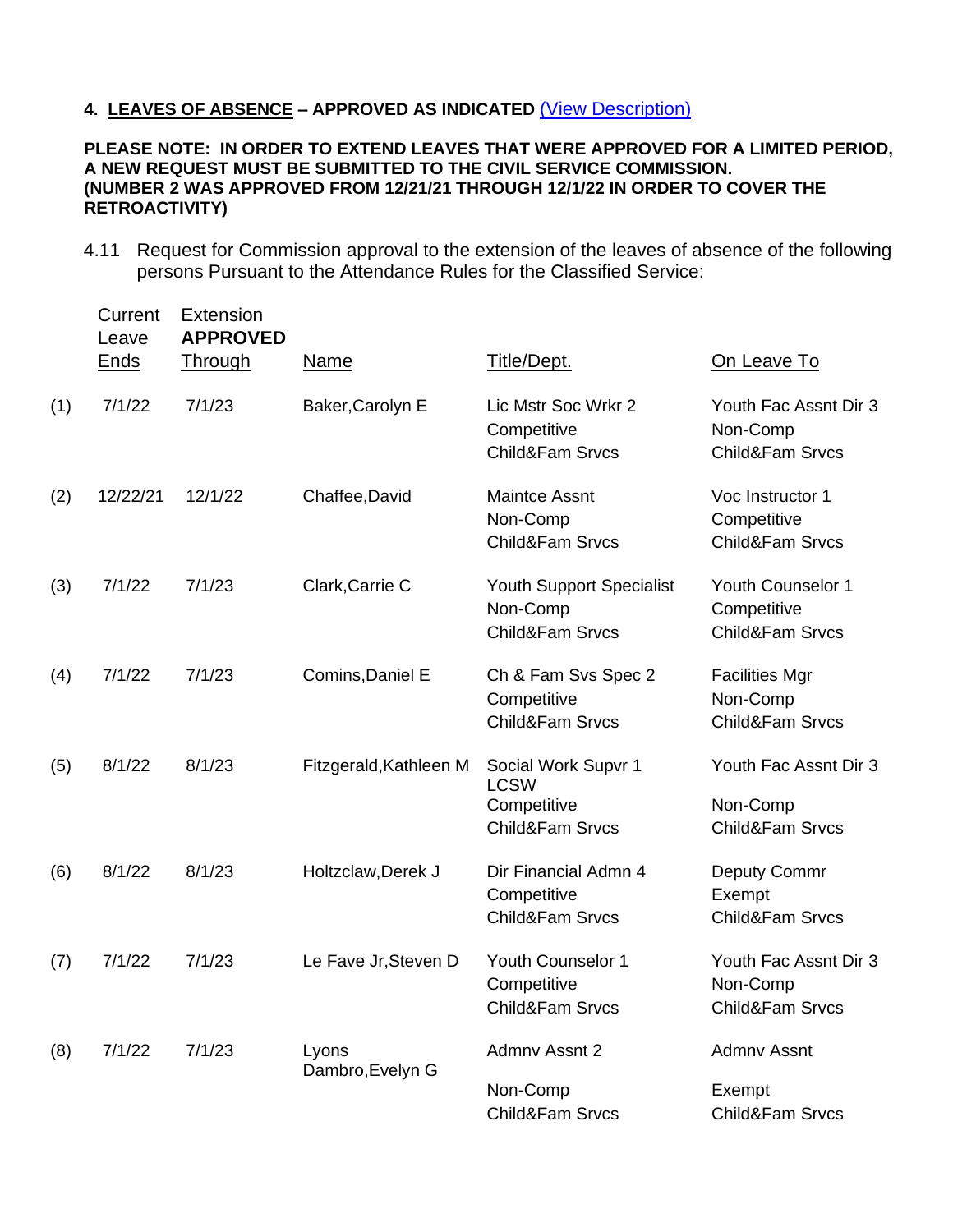**4. <u>LEAVES OF ABSENCE</u> – APPROVED AS INDICATED** [(View Description)]

**PLEASE NOTE: IN ORDER TO EXTEND LEAVES THAT WERE APPROVED FOR A LIMITED PERIOD, A NEW REQUEST MUST BE SUBMITTED TO THE CIVIL SERVICE COMMISSION. (NUMBER 2 WAS APPROVED FROM 12/21/21 THROUGH 12/1/22 IN ORDER TO COVER THE RETROACTIVITY)**

4.11 Request for Commission approval to the extension of the leaves of absence of the following persons Pursuant to the Attendance Rules for the Classified Service:

| | Current Leave Ends | Extension **APPROVED** Through | Name | Title/Dept. | On Leave To |
|---|---|---|---|---|---|
| (1) | 7/1/22 | 7/1/23 | Baker,Carolyn E | Lic Mstr Soc Wrkr 2 Competitive Child&Fam Srvcs | Youth Fac Assnt Dir 3 Non-Comp Child&Fam Srvcs |
| (2) | 12/22/21 | 12/1/22 | Chaffee,David | Maintce Assnt Non-Comp Child&Fam Srvcs | Voc Instructor 1 Competitive Child&Fam Srvcs |
| (3) | 7/1/22 | 7/1/23 | Clark,Carrie C | Youth Support Specialist Non-Comp Child&Fam Srvcs | Youth Counselor 1 Competitive Child&Fam Srvcs |
| (4) | 7/1/22 | 7/1/23 | Comins,Daniel E | Ch & Fam Svs Spec 2 Competitive Child&Fam Srvcs | Facilities Mgr Non-Comp Child&Fam Srvcs |
| (5) | 8/1/22 | 8/1/23 | Fitzgerald,Kathleen M | Social Work Supvr 1 LCSW Competitive Child&Fam Srvcs | Youth Fac Assnt Dir 3 Non-Comp Child&Fam Srvcs |
| (6) | 8/1/22 | 8/1/23 | Holtzclaw,Derek J | Dir Financial Admn 4 Competitive Child&Fam Srvcs | Deputy Commr Exempt Child&Fam Srvcs |
| (7) | 7/1/22 | 7/1/23 | Le Fave Jr,Steven D | Youth Counselor 1 Competitive Child&Fam Srvcs | Youth Fac Assnt Dir 3 Non-Comp Child&Fam Srvcs |
| (8) | 7/1/22 | 7/1/23 | Lyons Dambro,Evelyn G | Admnv Assnt 2 Non-Comp Child&Fam Srvcs | Admnv Assnt Exempt Child&Fam Srvcs |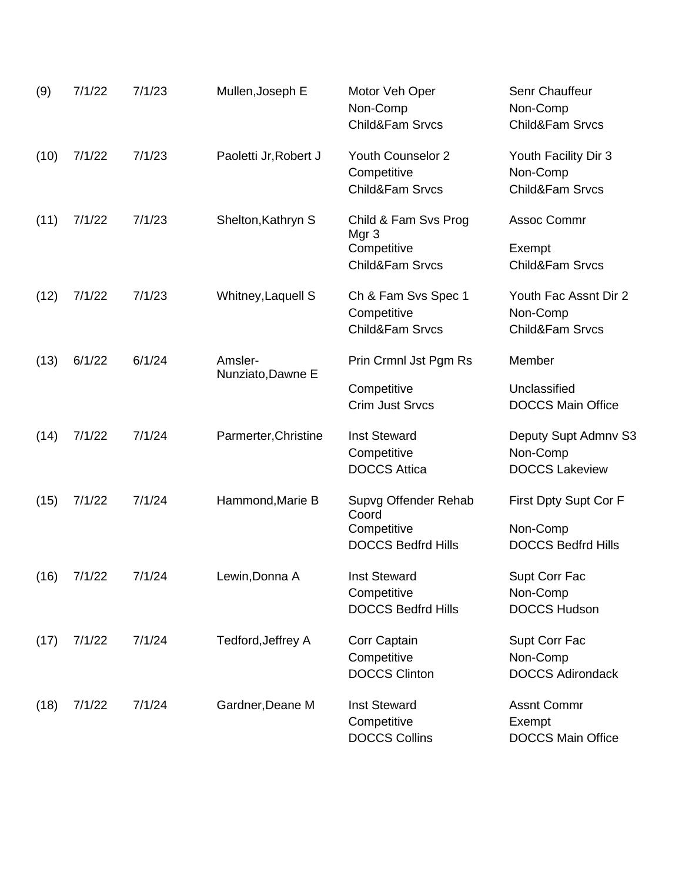| | | | | | |
|---|---|---|---|---|---|
| (9) | 7/1/22 | 7/1/23 | Mullen,Joseph E | Motor Veh Oper<br>Non-Comp<br>Child&Fam Srvcs | Senr Chauffeur<br>Non-Comp<br>Child&Fam Srvcs |
| (10) | 7/1/22 | 7/1/23 | Paoletti Jr,Robert J | Youth Counselor 2<br>Competitive<br>Child&Fam Srvcs | Youth Facility Dir 3<br>Non-Comp<br>Child&Fam Srvcs |
| (11) | 7/1/22 | 7/1/23 | Shelton,Kathryn S | Child & Fam Svs Prog Mgr 3<br>Competitive<br>Child&Fam Srvcs | Assoc Commr<br>Exempt<br>Child&Fam Srvcs |
| (12) | 7/1/22 | 7/1/23 | Whitney,Laquell S | Ch & Fam Svs Spec 1<br>Competitive<br>Child&Fam Srvcs | Youth Fac Assnt Dir 2<br>Non-Comp<br>Child&Fam Srvcs |
| (13) | 6/1/22 | 6/1/24 | Amsler-Nunziato,Dawne E | Prin Crmnl Jst Pgm Rs<br>Competitive<br>Crim Just Srvcs | Member<br>Unclassified<br>DOCCS Main Office |
| (14) | 7/1/22 | 7/1/24 | Parmerter,Christine | Inst Steward<br>Competitive<br>DOCCS Attica | Deputy Supt Admnv S3<br>Non-Comp<br>DOCCS Lakeview |
| (15) | 7/1/22 | 7/1/24 | Hammond,Marie B | Supvg Offender Rehab Coord<br>Competitive<br>DOCCS Bedfrd Hills | First Dpty Supt Cor F<br>Non-Comp<br>DOCCS Bedfrd Hills |
| (16) | 7/1/22 | 7/1/24 | Lewin,Donna A | Inst Steward<br>Competitive<br>DOCCS Bedfrd Hills | Supt Corr Fac<br>Non-Comp<br>DOCCS Hudson |
| (17) | 7/1/22 | 7/1/24 | Tedford,Jeffrey A | Corr Captain<br>Competitive<br>DOCCS Clinton | Supt Corr Fac<br>Non-Comp<br>DOCCS Adirondack |
| (18) | 7/1/22 | 7/1/24 | Gardner,Deane M | Inst Steward<br>Competitive<br>DOCCS Collins | Assnt Commr<br>Exempt<br>DOCCS Main Office |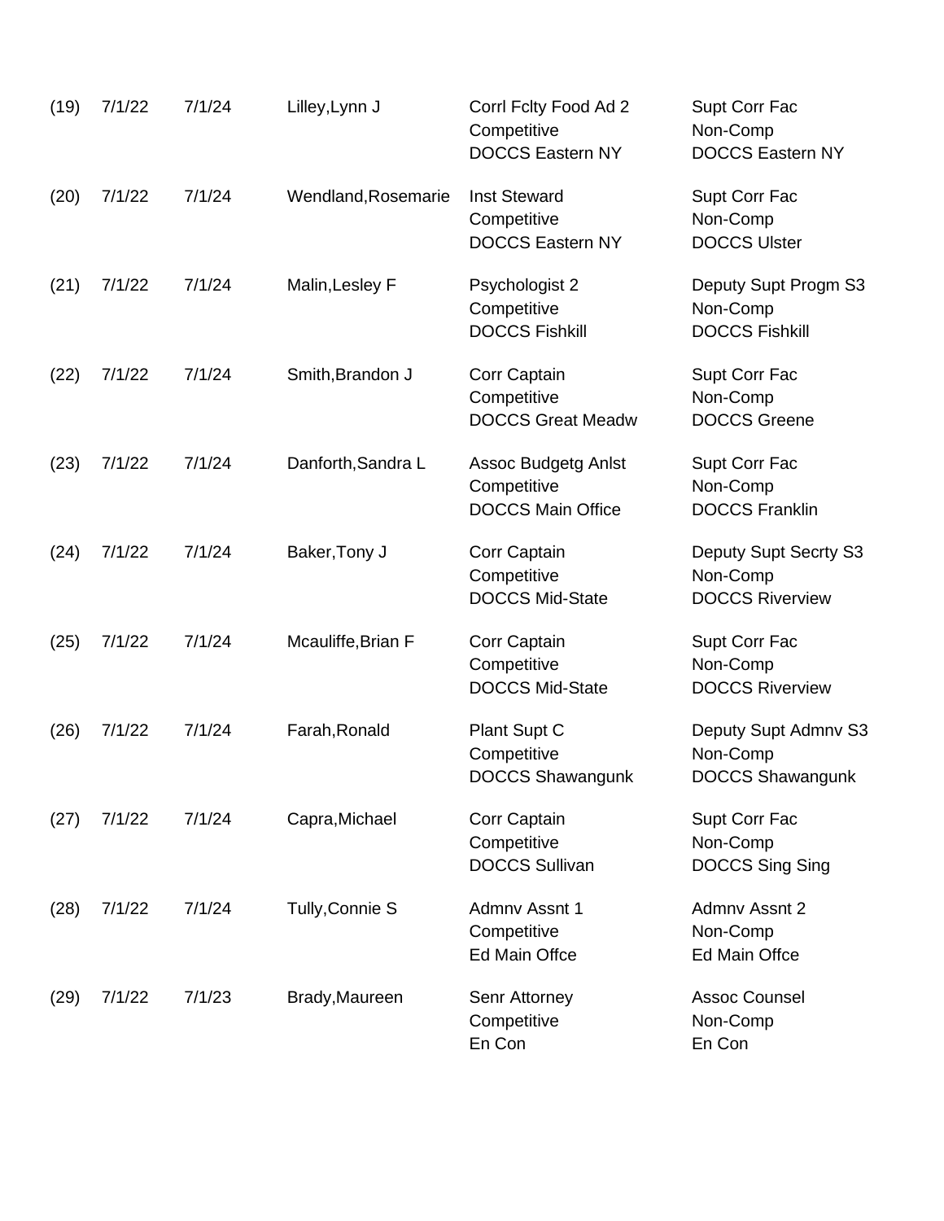| | | | | | |
|---|---|---|---|---|---|
| (19) | 7/1/22 | 7/1/24 | Lilley,Lynn J | Corrl Fclty Food Ad 2<br>Competitive<br>DOCCS Eastern NY | Supt Corr Fac<br>Non-Comp<br>DOCCS Eastern NY |
| (20) | 7/1/22 | 7/1/24 | Wendland,Rosemarie | Inst Steward<br>Competitive<br>DOCCS Eastern NY | Supt Corr Fac<br>Non-Comp<br>DOCCS Ulster |
| (21) | 7/1/22 | 7/1/24 | Malin,Lesley F | Psychologist 2<br>Competitive<br>DOCCS Fishkill | Deputy Supt Progm S3<br>Non-Comp<br>DOCCS Fishkill |
| (22) | 7/1/22 | 7/1/24 | Smith,Brandon J | Corr Captain<br>Competitive<br>DOCCS Great Meadw | Supt Corr Fac<br>Non-Comp<br>DOCCS Greene |
| (23) | 7/1/22 | 7/1/24 | Danforth,Sandra L | Assoc Budgetg Anlst<br>Competitive<br>DOCCS Main Office | Supt Corr Fac<br>Non-Comp<br>DOCCS Franklin |
| (24) | 7/1/22 | 7/1/24 | Baker,Tony J | Corr Captain<br>Competitive<br>DOCCS Mid-State | Deputy Supt Secrty S3<br>Non-Comp<br>DOCCS Riverview |
| (25) | 7/1/22 | 7/1/24 | Mcauliffe,Brian F | Corr Captain<br>Competitive<br>DOCCS Mid-State | Supt Corr Fac<br>Non-Comp<br>DOCCS Riverview |
| (26) | 7/1/22 | 7/1/24 | Farah,Ronald | Plant Supt C<br>Competitive<br>DOCCS Shawangunk | Deputy Supt Admnv S3<br>Non-Comp<br>DOCCS Shawangunk |
| (27) | 7/1/22 | 7/1/24 | Capra,Michael | Corr Captain<br>Competitive<br>DOCCS Sullivan | Supt Corr Fac<br>Non-Comp<br>DOCCS Sing Sing |
| (28) | 7/1/22 | 7/1/24 | Tully,Connie S | Admnv Assnt 1<br>Competitive<br>Ed Main Offce | Admnv Assnt 2<br>Non-Comp<br>Ed Main Offce |
| (29) | 7/1/22 | 7/1/23 | Brady,Maureen | Senr Attorney<br>Competitive<br>En Con | Assoc Counsel<br>Non-Comp<br>En Con |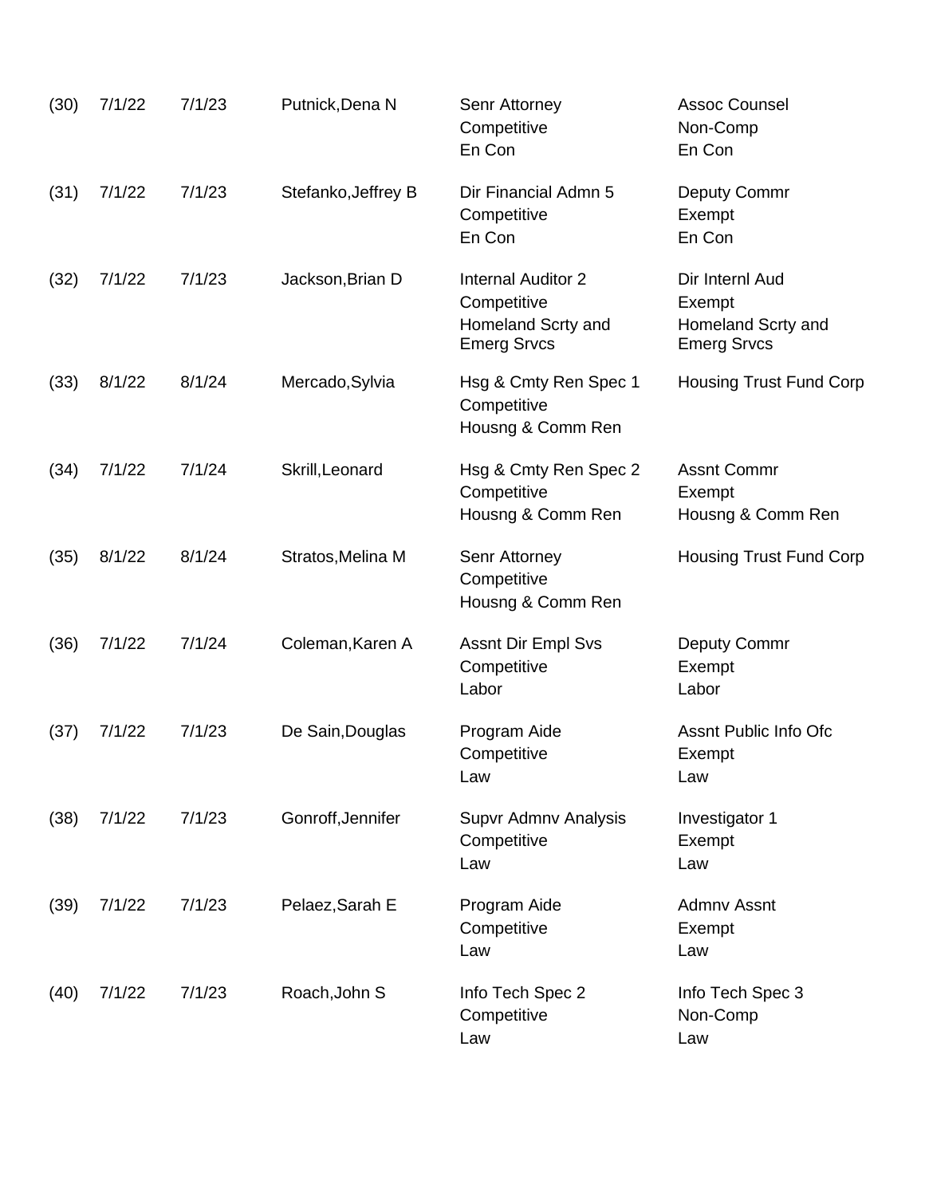| | | | | | |
|---|---|---|---|---|---|
| (30) | 7/1/22 | 7/1/23 | Putnick,Dena N | Senr Attorney<br>Competitive<br>En Con | Assoc Counsel<br>Non-Comp<br>En Con |
| (31) | 7/1/22 | 7/1/23 | Stefanko,Jeffrey B | Dir Financial Admn 5<br>Competitive<br>En Con | Deputy Commr<br>Exempt<br>En Con |
| (32) | 7/1/22 | 7/1/23 | Jackson,Brian D | Internal Auditor 2<br>Competitive<br>Homeland Scrty and Emerg Srvcs | Dir Internl Aud<br>Exempt<br>Homeland Scrty and Emerg Srvcs |
| (33) | 8/1/22 | 8/1/24 | Mercado,Sylvia | Hsg & Cmty Ren Spec 1<br>Competitive<br>Housng & Comm Ren | Housing Trust Fund Corp |
| (34) | 7/1/22 | 7/1/24 | Skrill,Leonard | Hsg & Cmty Ren Spec 2<br>Competitive<br>Housng & Comm Ren | Assnt Commr<br>Exempt<br>Housng & Comm Ren |
| (35) | 8/1/22 | 8/1/24 | Stratos,Melina M | Senr Attorney<br>Competitive<br>Housng & Comm Ren | Housing Trust Fund Corp |
| (36) | 7/1/22 | 7/1/24 | Coleman,Karen A | Assnt Dir Empl Svs<br>Competitive<br>Labor | Deputy Commr<br>Exempt<br>Labor |
| (37) | 7/1/22 | 7/1/23 | De Sain,Douglas | Program Aide<br>Competitive<br>Law | Assnt Public Info Ofc<br>Exempt<br>Law |
| (38) | 7/1/22 | 7/1/23 | Gonroff,Jennifer | Supvr Admnv Analysis<br>Competitive<br>Law | Investigator 1<br>Exempt<br>Law |
| (39) | 7/1/22 | 7/1/23 | Pelaez,Sarah E | Program Aide<br>Competitive<br>Law | Admnv Assnt<br>Exempt<br>Law |
| (40) | 7/1/22 | 7/1/23 | Roach,John S | Info Tech Spec 2<br>Competitive<br>Law | Info Tech Spec 3<br>Non-Comp<br>Law |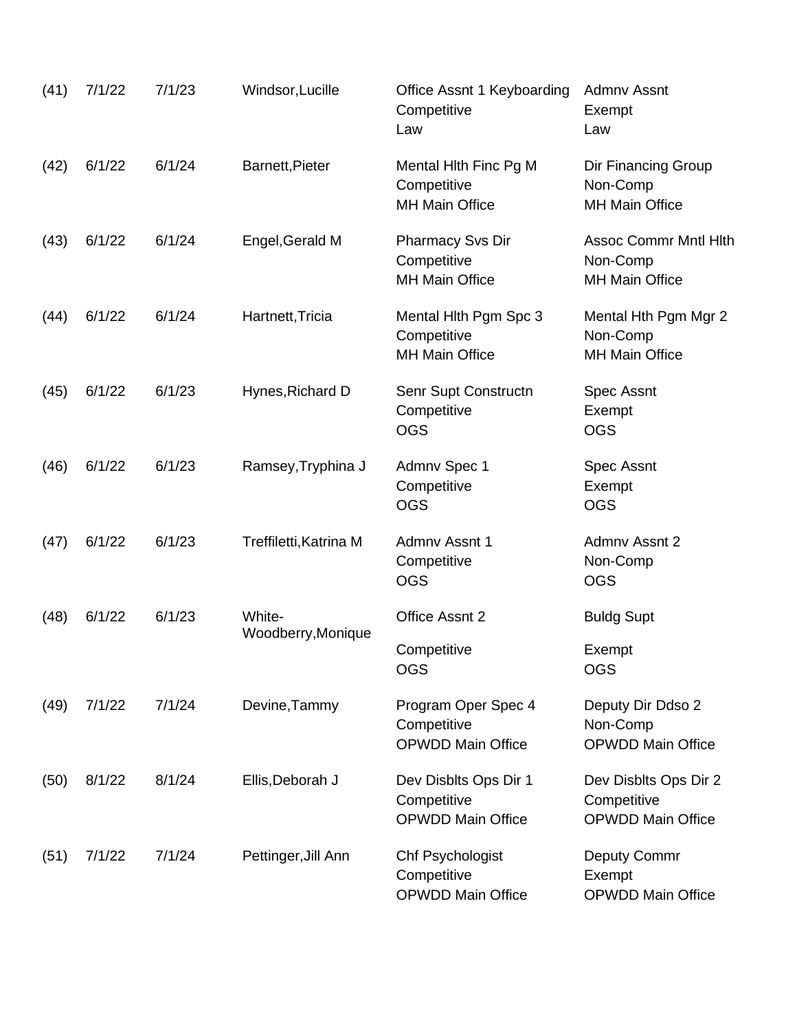| | | | | | |
|---|---|---|---|---|---|
| (41) | 7/1/22 | 7/1/23 | Windsor,Lucille | Office Assnt 1 Keyboarding<br>Competitive<br>Law | Admnv Assnt<br>Exempt<br>Law |
| (42) | 6/1/22 | 6/1/24 | Barnett,Pieter | Mental Hlth Finc Pg M<br>Competitive<br>MH Main Office | Dir Financing Group<br>Non-Comp<br>MH Main Office |
| (43) | 6/1/22 | 6/1/24 | Engel,Gerald M | Pharmacy Svs Dir<br>Competitive<br>MH Main Office | Assoc Commr Mntl Hlth<br>Non-Comp<br>MH Main Office |
| (44) | 6/1/22 | 6/1/24 | Hartnett,Tricia | Mental Hlth Pgm Spc 3<br>Competitive<br>MH Main Office | Mental Hth Pgm Mgr 2<br>Non-Comp<br>MH Main Office |
| (45) | 6/1/22 | 6/1/23 | Hynes,Richard D | Senr Supt Constructn<br>Competitive<br>OGS | Spec Assnt<br>Exempt<br>OGS |
| (46) | 6/1/22 | 6/1/23 | Ramsey,Tryphina J | Admnv Spec 1<br>Competitive<br>OGS | Spec Assnt<br>Exempt<br>OGS |
| (47) | 6/1/22 | 6/1/23 | Treffiletti,Katrina M | Admnv Assnt 1<br>Competitive<br>OGS | Admnv Assnt 2<br>Non-Comp<br>OGS |
| (48) | 6/1/22 | 6/1/23 | White-Woodberry,Monique | Office Assnt 2<br>Competitive<br>OGS | Buldg Supt<br>Exempt<br>OGS |
| (49) | 7/1/22 | 7/1/24 | Devine,Tammy | Program Oper Spec 4<br>Competitive<br>OPWDD Main Office | Deputy Dir Ddso 2<br>Non-Comp<br>OPWDD Main Office |
| (50) | 8/1/22 | 8/1/24 | Ellis,Deborah J | Dev Disblts Ops Dir 1<br>Competitive<br>OPWDD Main Office | Dev Disblts Ops Dir 2<br>Competitive<br>OPWDD Main Office |
| (51) | 7/1/22 | 7/1/24 | Pettinger,Jill Ann | Chf Psychologist<br>Competitive<br>OPWDD Main Office | Deputy Commr<br>Exempt<br>OPWDD Main Office |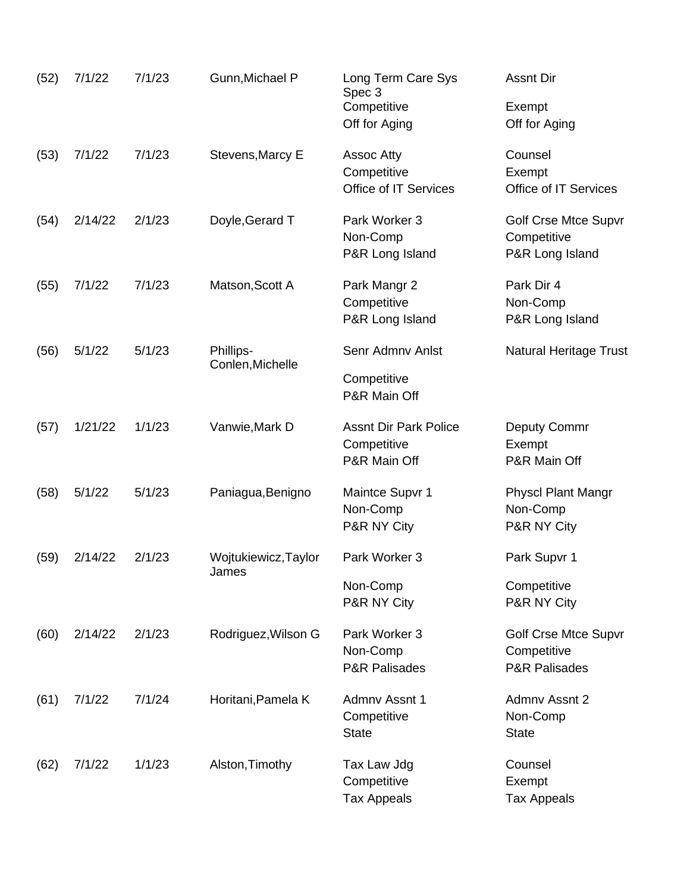| | | | | | |
|---|---|---|---|---|---|
| (52) | 7/1/22 | 7/1/23 | Gunn,Michael P | Long Term Care Sys Spec 3<br>Competitive<br>Off for Aging | Assnt Dir<br>Exempt<br>Off for Aging |
| (53) | 7/1/22 | 7/1/23 | Stevens,Marcy E | Assoc Atty<br>Competitive<br>Office of IT Services | Counsel<br>Exempt<br>Office of IT Services |
| (54) | 2/14/22 | 2/1/23 | Doyle,Gerard T | Park Worker 3<br>Non-Comp<br>P&R Long Island | Golf Crse Mtce Supvr<br>Competitive<br>P&R Long Island |
| (55) | 7/1/22 | 7/1/23 | Matson,Scott A | Park Mangr 2<br>Competitive<br>P&R Long Island | Park Dir 4<br>Non-Comp<br>P&R Long Island |
| (56) | 5/1/22 | 5/1/23 | Phillips-Conlen,Michelle | Senr Admnv Anlst<br>Competitive<br>P&R Main Off | Natural Heritage Trust |
| (57) | 1/21/22 | 1/1/23 | Vanwie,Mark D | Assnt Dir Park Police<br>Competitive<br>P&R Main Off | Deputy Commr<br>Exempt<br>P&R Main Off |
| (58) | 5/1/22 | 5/1/23 | Paniagua,Benigno | Maintce Supvr 1<br>Non-Comp<br>P&R NY City | Physcl Plant Mangr<br>Non-Comp<br>P&R NY City |
| (59) | 2/14/22 | 2/1/23 | Wojtukiewicz,Taylor James | Park Worker 3<br>Non-Comp<br>P&R NY City | Park Supvr 1<br>Competitive<br>P&R NY City |
| (60) | 2/14/22 | 2/1/23 | Rodriguez,Wilson G | Park Worker 3<br>Non-Comp<br>P&R Palisades | Golf Crse Mtce Supvr<br>Competitive<br>P&R Palisades |
| (61) | 7/1/22 | 7/1/24 | Horitani,Pamela K | Admnv Assnt 1<br>Competitive<br>State | Admnv Assnt 2<br>Non-Comp<br>State |
| (62) | 7/1/22 | 1/1/23 | Alston,Timothy | Tax Law Jdg<br>Competitive<br>Tax Appeals | Counsel<br>Exempt<br>Tax Appeals |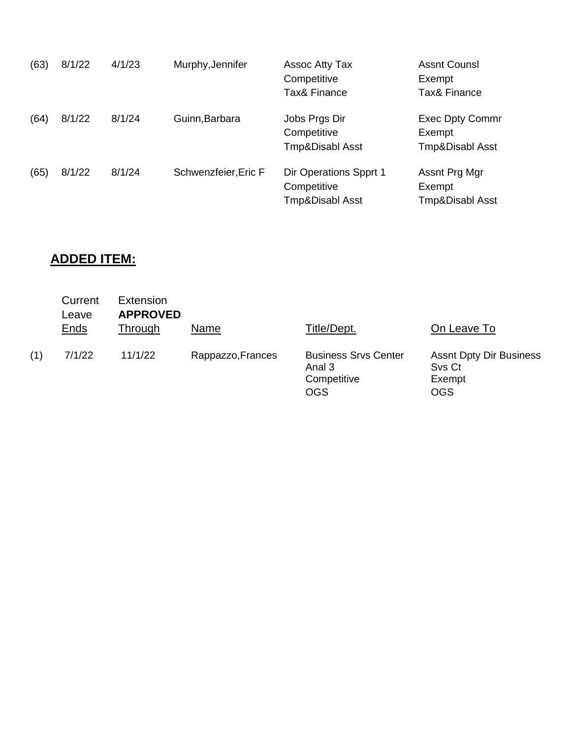| | | | | | |
|---|---|---|---|---|---|
| (63) | 8/1/22 | 4/1/23 | Murphy,Jennifer | Assoc Atty Tax<br>Competitive<br>Tax& Finance | Assnt Counsl<br>Exempt<br>Tax& Finance |
| (64) | 8/1/22 | 8/1/24 | Guinn,Barbara | Jobs Prgs Dir<br>Competitive<br>Tmp&Disabl Asst | Exec Dpty Commr<br>Exempt<br>Tmp&Disabl Asst |
| (65) | 8/1/22 | 8/1/24 | Schwenzfeier,Eric F | Dir Operations Spprt 1<br>Competitive<br>Tmp&Disabl Asst | Assnt Prg Mgr<br>Exempt<br>Tmp&Disabl Asst |

## ADDED ITEM:

| | Current Leave Ends | Extension **APPROVED** Through | Name | Title/Dept. | On Leave To |
|---|---|---|---|---|---|
| (1) | 7/1/22 | 11/1/22 | Rappazzo,Frances | Business Srvs Center Anal 3<br>Competitive<br>OGS | Assnt Dpty Dir Business Svs Ct<br>Exempt<br>OGS |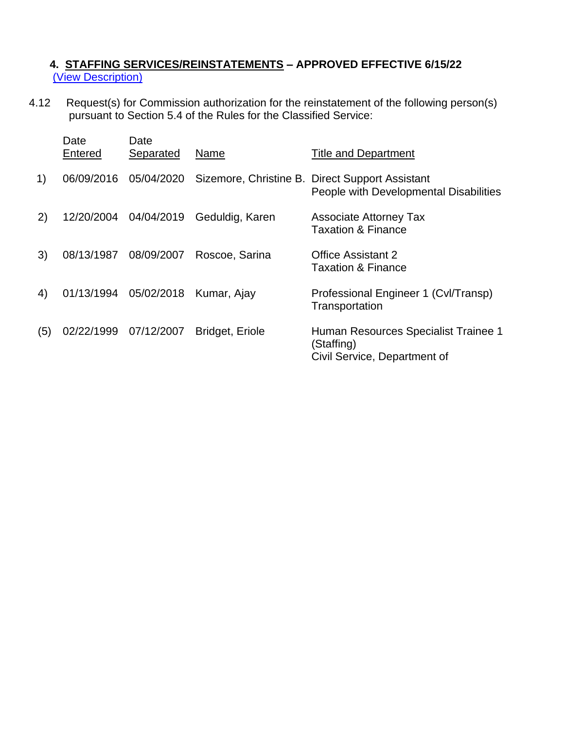### 4. <u>STAFFING SERVICES/REINSTATEMENTS</u> – APPROVED EFFECTIVE 6/15/22

[(View Description)]

4.12 Request(s) for Commission authorization for the reinstatement of the following person(s) pursuant to Section 5.4 of the Rules for the Classified Service:

| | Date Entered | Date Separated | Name | Title and Department |
|---|---|---|---|---|
| 1) | 06/09/2016 | 05/04/2020 | Sizemore, Christine B. | Direct Support Assistant<br>People with Developmental Disabilities |
| 2) | 12/20/2004 | 04/04/2019 | Geduldig, Karen | Associate Attorney Tax<br>Taxation & Finance |
| 3) | 08/13/1987 | 08/09/2007 | Roscoe, Sarina | Office Assistant 2<br>Taxation & Finance |
| 4) | 01/13/1994 | 05/02/2018 | Kumar, Ajay | Professional Engineer 1 (Cvl/Transp)<br>Transportation |
| (5) | 02/22/1999 | 07/12/2007 | Bridget, Eriole | Human Resources Specialist Trainee 1 (Staffing)<br>Civil Service, Department of |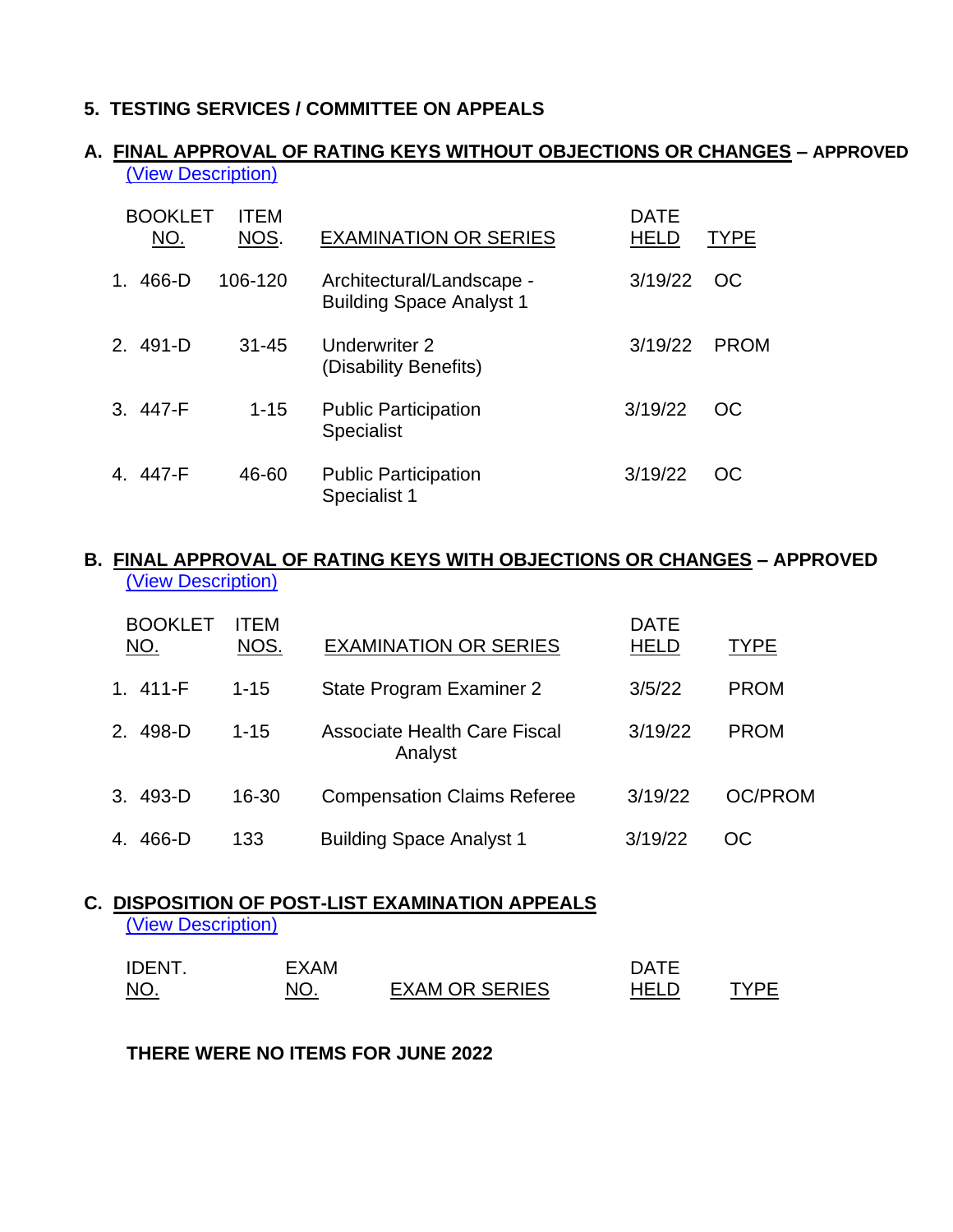## 5. TESTING SERVICES / COMMITTEE ON APPEALS

### A. FINAL APPROVAL OF RATING KEYS WITHOUT OBJECTIONS OR CHANGES – APPROVED

(View Description)

| | BOOKLET NO. | ITEM NOS. | EXAMINATION OR SERIES | DATE HELD | TYPE |
|---|---|---|---|---|---|
| 1. | 466-D | 106-120 | Architectural/Landscape - Building Space Analyst 1 | 3/19/22 | OC |
| 2. | 491-D | 31-45 | Underwriter 2 (Disability Benefits) | 3/19/22 | PROM |
| 3. | 447-F | 1-15 | Public Participation Specialist | 3/19/22 | OC |
| 4. | 447-F | 46-60 | Public Participation Specialist 1 | 3/19/22 | OC |

### B. FINAL APPROVAL OF RATING KEYS WITH OBJECTIONS OR CHANGES – APPROVED

(View Description)

| | BOOKLET NO. | ITEM NOS. | EXAMINATION OR SERIES | DATE HELD | TYPE |
|---|---|---|---|---|---|
| 1. | 411-F | 1-15 | State Program Examiner 2 | 3/5/22 | PROM |
| 2. | 498-D | 1-15 | Associate Health Care Fiscal Analyst | 3/19/22 | PROM |
| 3. | 493-D | 16-30 | Compensation Claims Referee | 3/19/22 | OC/PROM |
| 4. | 466-D | 133 | Building Space Analyst 1 | 3/19/22 | OC |

### C. DISPOSITION OF POST-LIST EXAMINATION APPEALS

(View Description)

| IDENT. NO. | EXAM NO. | EXAM OR SERIES | DATE HELD | TYPE |
|---|---|---|---|---|

**THERE WERE NO ITEMS FOR JUNE 2022**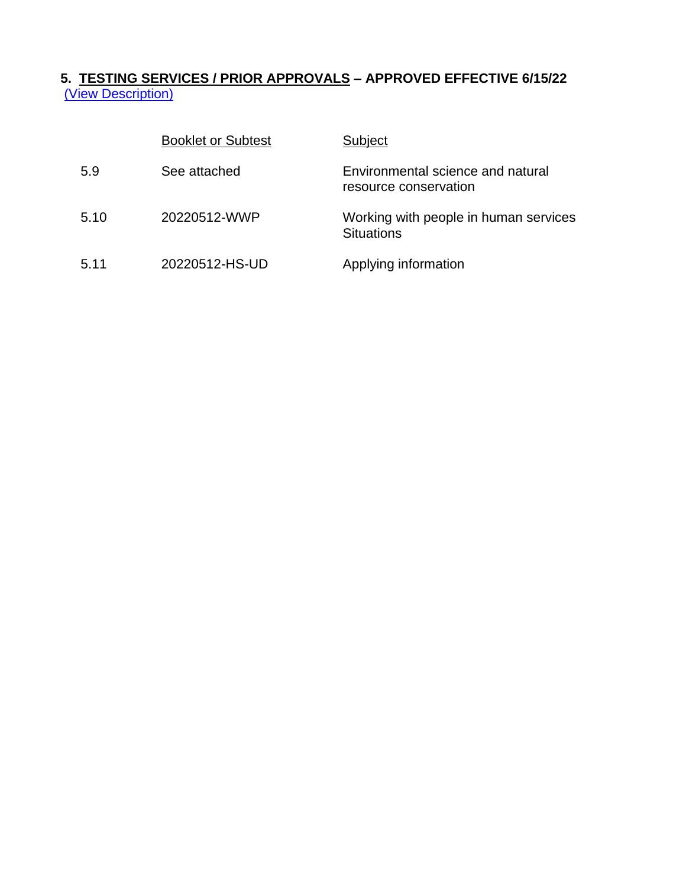**5. <u>TESTING SERVICES / PRIOR APPROVALS</u> – APPROVED EFFECTIVE 6/15/22**
[(View Description)]

| | Booklet or Subtest | Subject |
|---|---|---|
| 5.9 | See attached | Environmental science and natural resource conservation |
| 5.10 | 20220512-WWP | Working with people in human services Situations |
| 5.11 | 20220512-HS-UD | Applying information |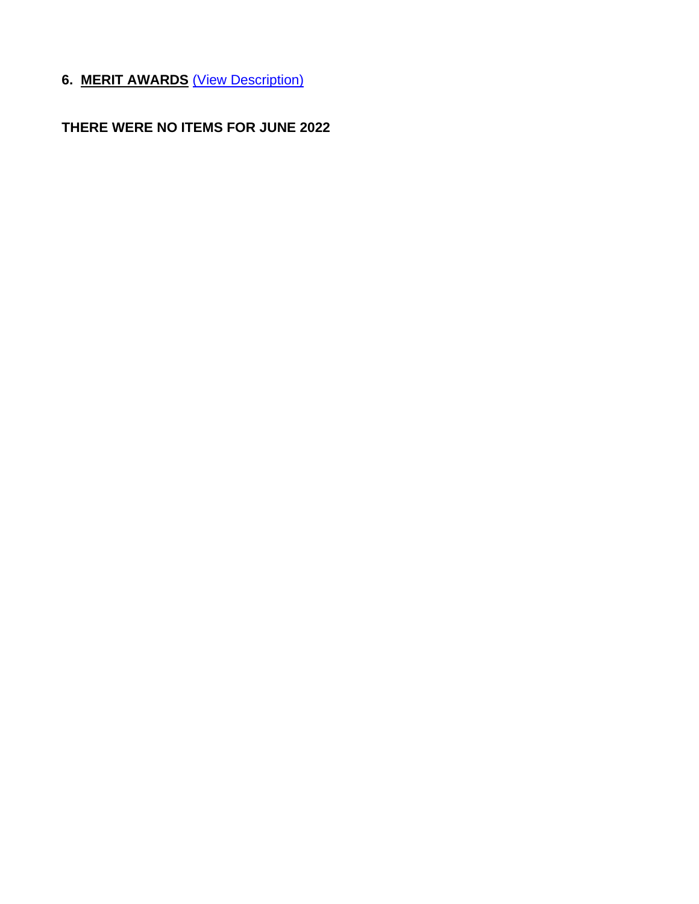**6. MERIT AWARDS** (View Description)

**THERE WERE NO ITEMS FOR JUNE 2022**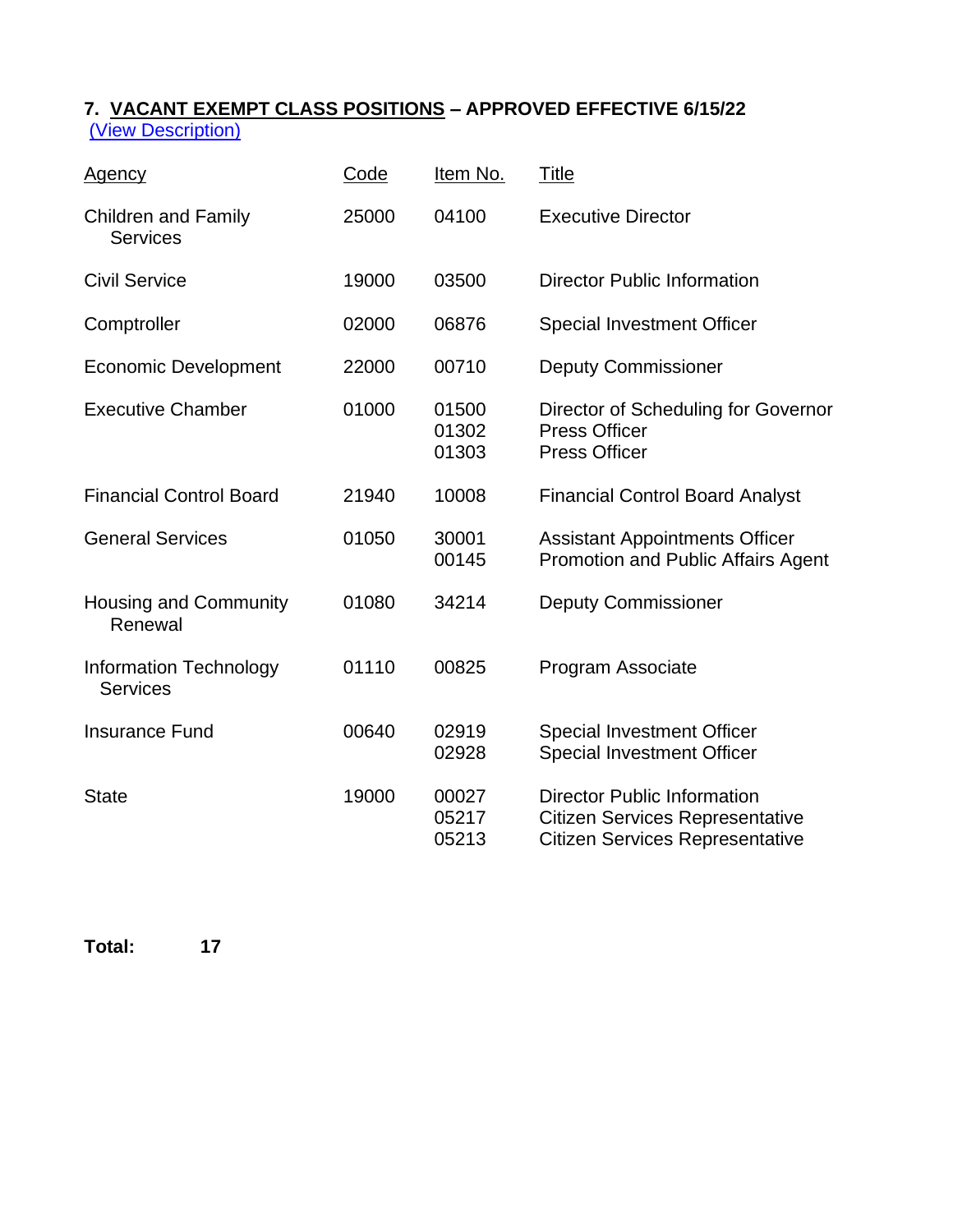**7. <u>VACANT EXEMPT CLASS POSITIONS</u> – APPROVED EFFECTIVE 6/15/22**
(View Description)

| Agency | Code | Item No. | Title |
|---|---|---|---|
| Children and Family Services | 25000 | 04100 | Executive Director |
| Civil Service | 19000 | 03500 | Director Public Information |
| Comptroller | 02000 | 06876 | Special Investment Officer |
| Economic Development | 22000 | 00710 | Deputy Commissioner |
| Executive Chamber | 01000 | 01500 | Director of Scheduling for Governor |
| | | 01302 | Press Officer |
| | | 01303 | Press Officer |
| Financial Control Board | 21940 | 10008 | Financial Control Board Analyst |
| General Services | 01050 | 30001 | Assistant Appointments Officer |
| | | 00145 | Promotion and Public Affairs Agent |
| Housing and Community Renewal | 01080 | 34214 | Deputy Commissioner |
| Information Technology Services | 01110 | 00825 | Program Associate |
| Insurance Fund | 00640 | 02919 | Special Investment Officer |
| | | 02928 | Special Investment Officer |
| State | 19000 | 00027 | Director Public Information |
| | | 05217 | Citizen Services Representative |
| | | 05213 | Citizen Services Representative |

**Total: 17**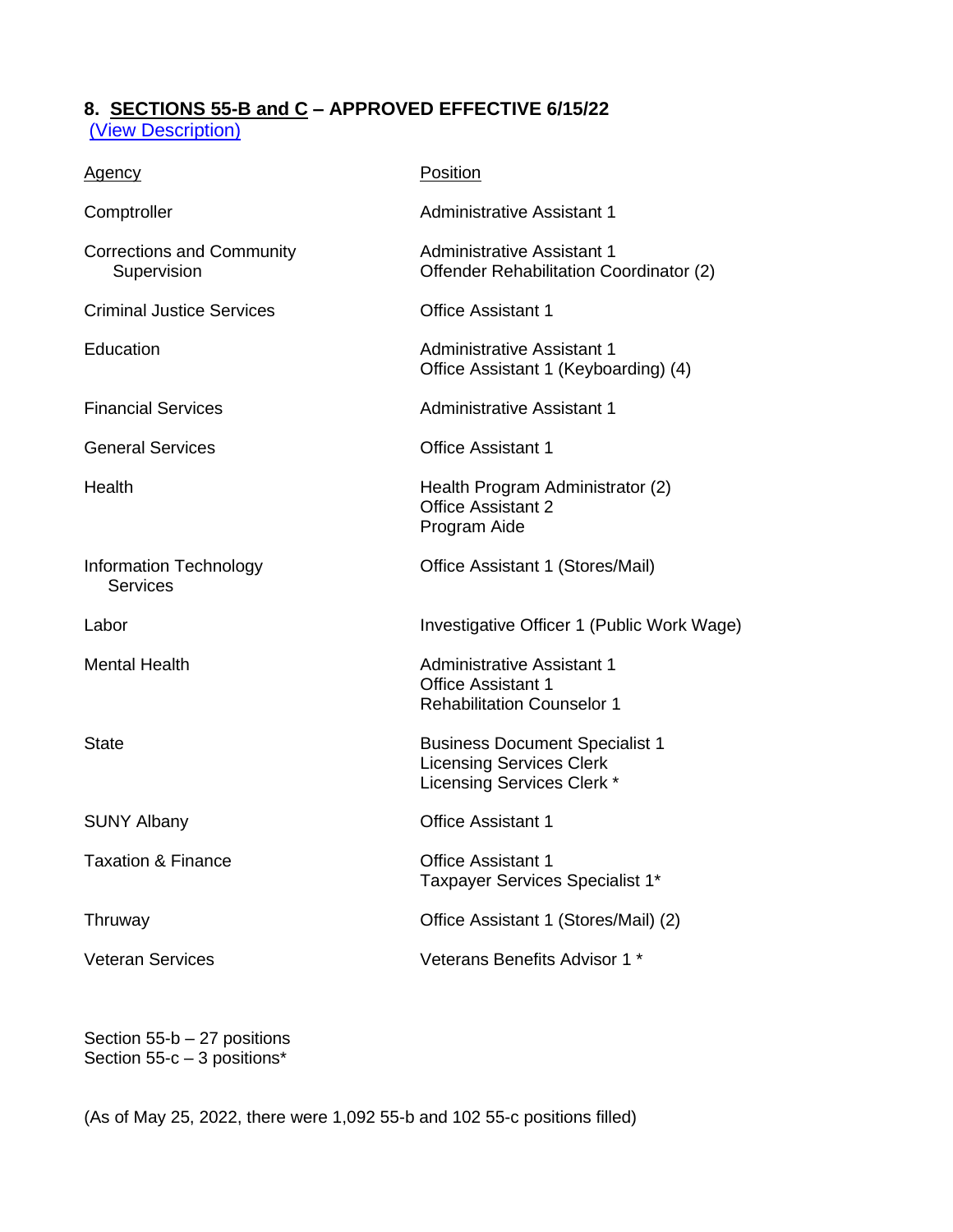## 8. <u>SECTIONS 55-B and C</u> – APPROVED EFFECTIVE 6/15/22

[(View Description)](#)

| Agency | Position |
|---|---|
| Comptroller | Administrative Assistant 1 |
| Corrections and Community Supervision | Administrative Assistant 1<br>Offender Rehabilitation Coordinator (2) |
| Criminal Justice Services | Office Assistant 1 |
| Education | Administrative Assistant 1<br>Office Assistant 1 (Keyboarding) (4) |
| Financial Services | Administrative Assistant 1 |
| General Services | Office Assistant 1 |
| Health | Health Program Administrator (2)<br>Office Assistant 2<br>Program Aide |
| Information Technology Services | Office Assistant 1 (Stores/Mail) |
| Labor | Investigative Officer 1 (Public Work Wage) |
| Mental Health | Administrative Assistant 1<br>Office Assistant 1<br>Rehabilitation Counselor 1 |
| State | Business Document Specialist 1<br>Licensing Services Clerk<br>Licensing Services Clerk * |
| SUNY Albany | Office Assistant 1 |
| Taxation & Finance | Office Assistant 1<br>Taxpayer Services Specialist 1* |
| Thruway | Office Assistant 1 (Stores/Mail) (2) |
| Veteran Services | Veterans Benefits Advisor 1 * |

Section 55-b – 27 positions
Section 55-c – 3 positions*

(As of May 25, 2022, there were 1,092 55-b and 102 55-c positions filled)